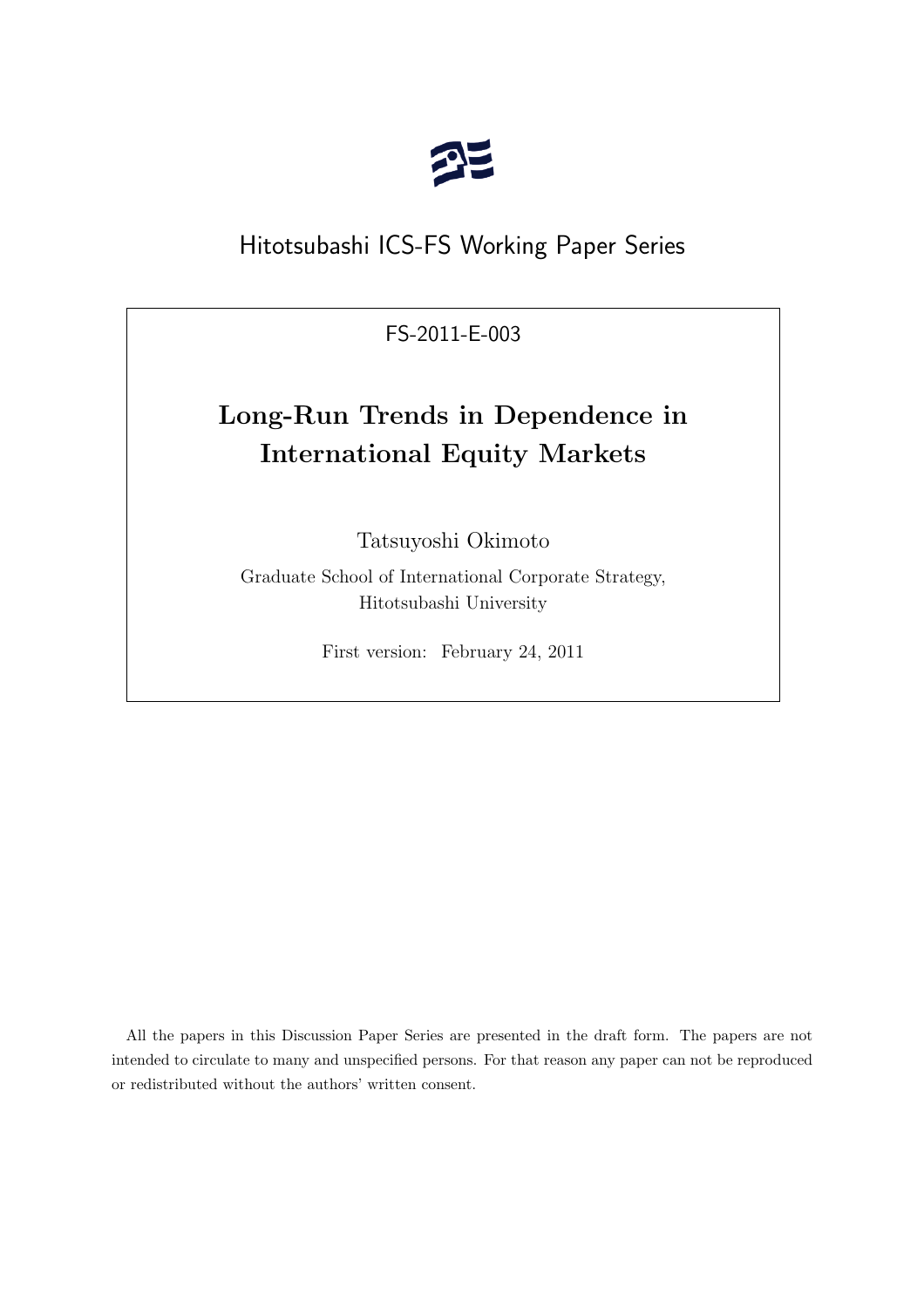Hitotsubashi ICS-FS Working Paper Series

FS-2011-E-003

# Long-Run Trends in Dependence in International Equity Markets

Tatsuyoshi Okimoto

Graduate School of International Corporate Strategy, Hitotsubashi University

First version: February 24, 2011

All the papers in this Discussion Paper Series are presented in the draft form. The papers are not intended to circulate to many and unspecified persons. For that reason any paper can not be reproduced or redistributed without the authors' written consent.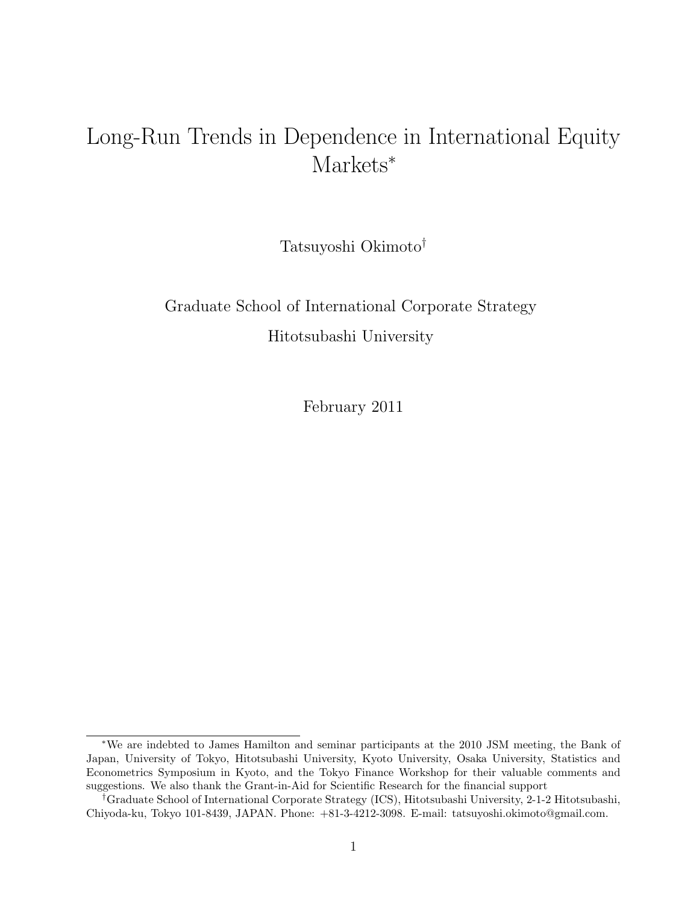# Long-Run Trends in Dependence in International Equity Markets*

Tatsuyoshi Okimoto†

Graduate School of International Corporate Strategy

Hitotsubashi University

February 2011

---

*We are indebted to James Hamilton and seminar participants at the 2010 JSM meeting, the Bank of Japan, University of Tokyo, Hitotsubashi University, Kyoto University, Osaka University, Statistics and Econometrics Symposium in Kyoto, and the Tokyo Finance Workshop for their valuable comments and suggestions. We also thank the Grant-in-Aid for Scientific Research for the financial support

†Graduate School of International Corporate Strategy (ICS), Hitotsubashi University, 2-1-2 Hitotsubashi, Chiyoda-ku, Tokyo 101-8439, JAPAN. Phone: +81-3-4212-3098. E-mail: tatsuyoshi.okimoto@gmail.com.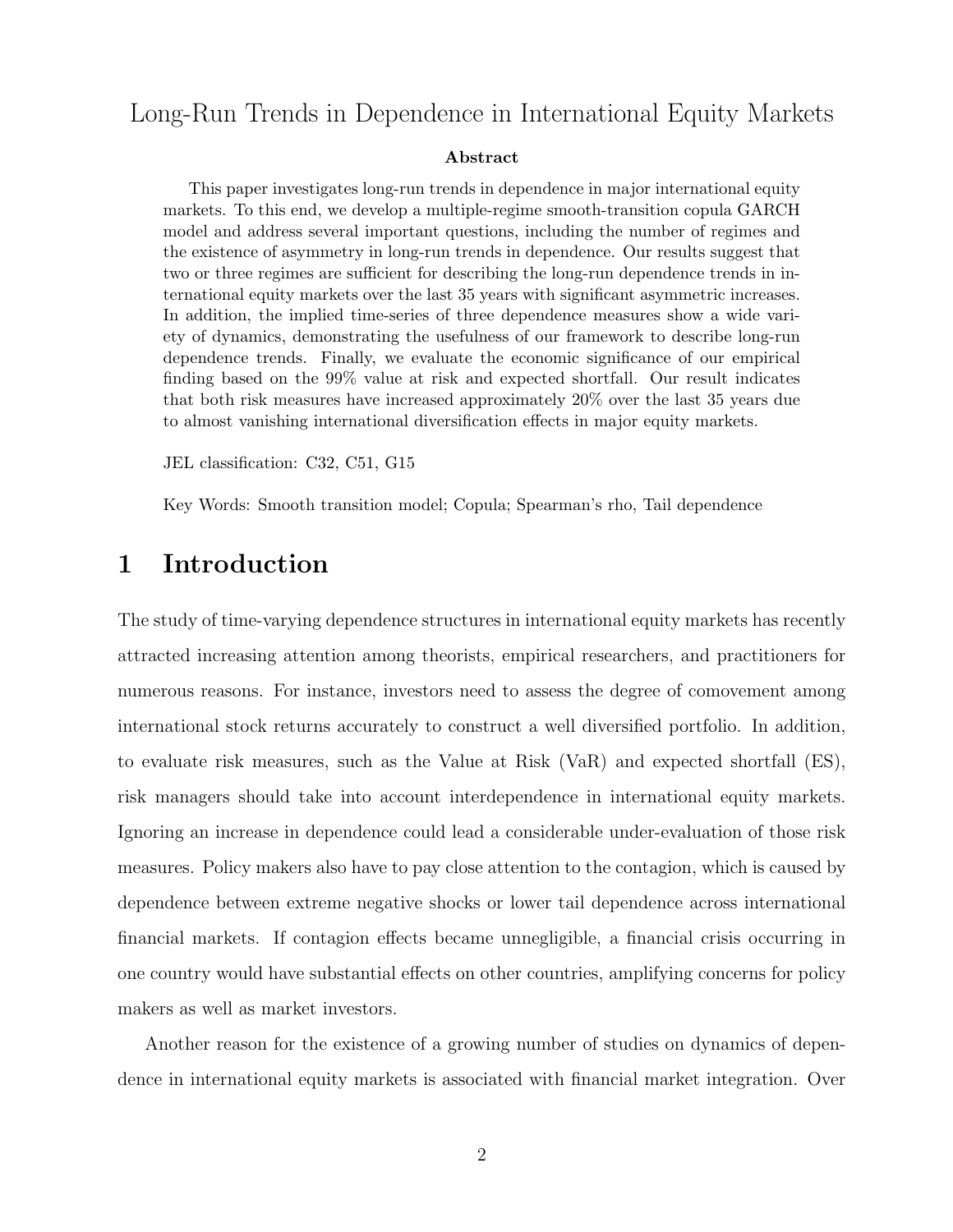Long-Run Trends in Dependence in International Equity Markets

**Abstract**

This paper investigates long-run trends in dependence in major international equity markets. To this end, we develop a multiple-regime smooth-transition copula GARCH model and address several important questions, including the number of regimes and the existence of asymmetry in long-run trends in dependence. Our results suggest that two or three regimes are sufficient for describing the long-run dependence trends in international equity markets over the last 35 years with significant asymmetric increases. In addition, the implied time-series of three dependence measures show a wide variety of dynamics, demonstrating the usefulness of our framework to describe long-run dependence trends. Finally, we evaluate the economic significance of our empirical finding based on the 99% value at risk and expected shortfall. Our result indicates that both risk measures have increased approximately 20% over the last 35 years due to almost vanishing international diversification effects in major equity markets.

JEL classification: C32, C51, G15

Key Words: Smooth transition model; Copula; Spearman's rho, Tail dependence

# 1 Introduction

The study of time-varying dependence structures in international equity markets has recently attracted increasing attention among theorists, empirical researchers, and practitioners for numerous reasons. For instance, investors need to assess the degree of comovement among international stock returns accurately to construct a well diversified portfolio. In addition, to evaluate risk measures, such as the Value at Risk (VaR) and expected shortfall (ES), risk managers should take into account interdependence in international equity markets. Ignoring an increase in dependence could lead a considerable under-evaluation of those risk measures. Policy makers also have to pay close attention to the contagion, which is caused by dependence between extreme negative shocks or lower tail dependence across international financial markets. If contagion effects became unnegligible, a financial crisis occurring in one country would have substantial effects on other countries, amplifying concerns for policy makers as well as market investors.

Another reason for the existence of a growing number of studies on dynamics of dependence in international equity markets is associated with financial market integration. Over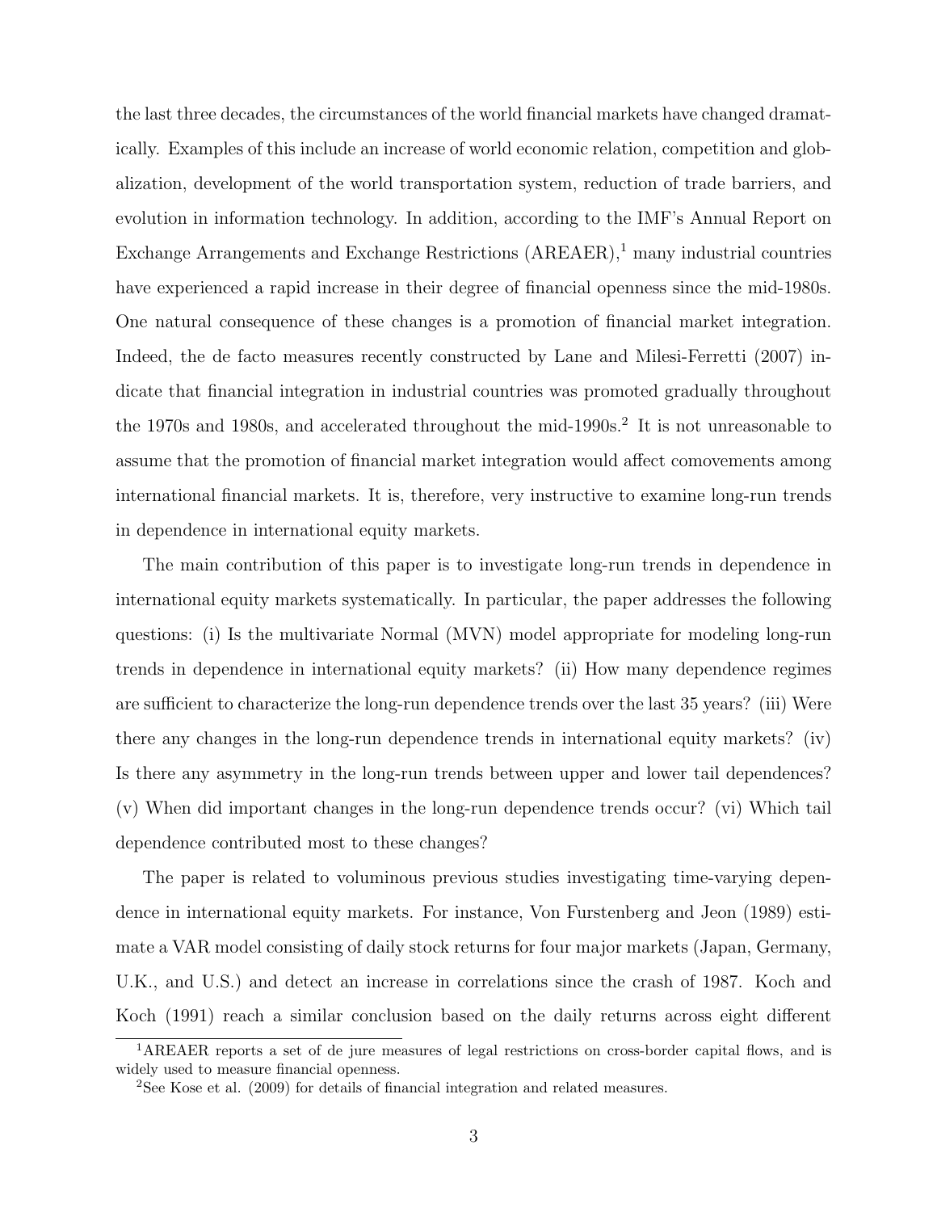the last three decades, the circumstances of the world financial markets have changed dramatically. Examples of this include an increase of world economic relation, competition and globalization, development of the world transportation system, reduction of trade barriers, and evolution in information technology. In addition, according to the IMF's Annual Report on Exchange Arrangements and Exchange Restrictions (AREAER),[1] many industrial countries have experienced a rapid increase in their degree of financial openness since the mid-1980s. One natural consequence of these changes is a promotion of financial market integration. Indeed, the de facto measures recently constructed by Lane and Milesi-Ferretti (2007) indicate that financial integration in industrial countries was promoted gradually throughout the 1970s and 1980s, and accelerated throughout the mid-1990s.[2] It is not unreasonable to assume that the promotion of financial market integration would affect comovements among international financial markets. It is, therefore, very instructive to examine long-run trends in dependence in international equity markets.

The main contribution of this paper is to investigate long-run trends in dependence in international equity markets systematically. In particular, the paper addresses the following questions: (i) Is the multivariate Normal (MVN) model appropriate for modeling long-run trends in dependence in international equity markets? (ii) How many dependence regimes are sufficient to characterize the long-run dependence trends over the last 35 years? (iii) Were there any changes in the long-run dependence trends in international equity markets? (iv) Is there any asymmetry in the long-run trends between upper and lower tail dependences? (v) When did important changes in the long-run dependence trends occur? (vi) Which tail dependence contributed most to these changes?

The paper is related to voluminous previous studies investigating time-varying dependence in international equity markets. For instance, Von Furstenberg and Jeon (1989) estimate a VAR model consisting of daily stock returns for four major markets (Japan, Germany, U.K., and U.S.) and detect an increase in correlations since the crash of 1987. Koch and Koch (1991) reach a similar conclusion based on the daily returns across eight different

[1] AREAER reports a set of de jure measures of legal restrictions on cross-border capital flows, and is widely used to measure financial openness.

[2] See Kose et al. (2009) for details of financial integration and related measures.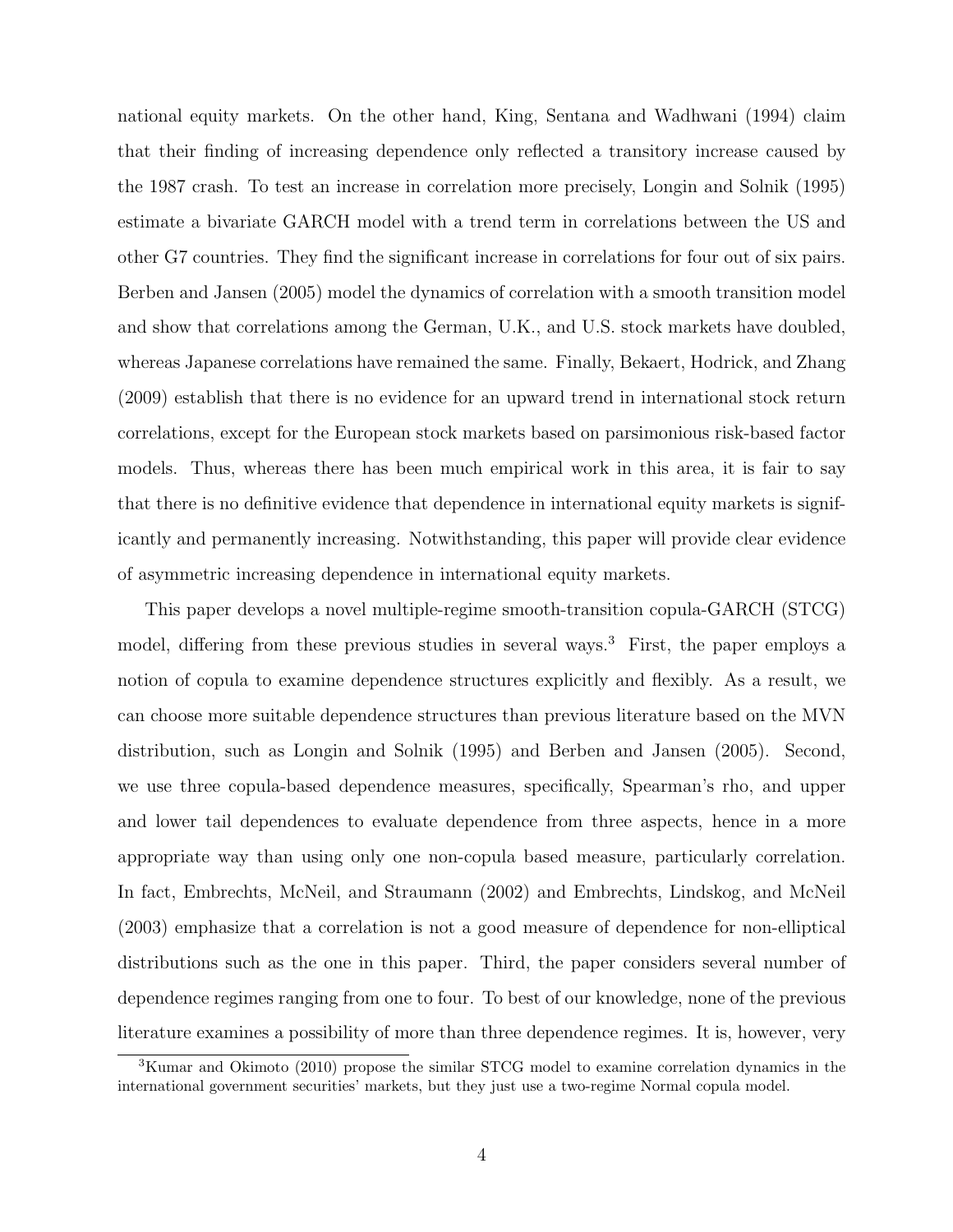national equity markets. On the other hand, King, Sentana and Wadhwani (1994) claim that their finding of increasing dependence only reflected a transitory increase caused by the 1987 crash. To test an increase in correlation more precisely, Longin and Solnik (1995) estimate a bivariate GARCH model with a trend term in correlations between the US and other G7 countries. They find the significant increase in correlations for four out of six pairs. Berben and Jansen (2005) model the dynamics of correlation with a smooth transition model and show that correlations among the German, U.K., and U.S. stock markets have doubled, whereas Japanese correlations have remained the same. Finally, Bekaert, Hodrick, and Zhang (2009) establish that there is no evidence for an upward trend in international stock return correlations, except for the European stock markets based on parsimonious risk-based factor models. Thus, whereas there has been much empirical work in this area, it is fair to say that there is no definitive evidence that dependence in international equity markets is significantly and permanently increasing. Notwithstanding, this paper will provide clear evidence of asymmetric increasing dependence in international equity markets.

This paper develops a novel multiple-regime smooth-transition copula-GARCH (STCG) model, differing from these previous studies in several ways.[3] First, the paper employs a notion of copula to examine dependence structures explicitly and flexibly. As a result, we can choose more suitable dependence structures than previous literature based on the MVN distribution, such as Longin and Solnik (1995) and Berben and Jansen (2005). Second, we use three copula-based dependence measures, specifically, Spearman's rho, and upper and lower tail dependences to evaluate dependence from three aspects, hence in a more appropriate way than using only one non-copula based measure, particularly correlation. In fact, Embrechts, McNeil, and Straumann (2002) and Embrechts, Lindskog, and McNeil (2003) emphasize that a correlation is not a good measure of dependence for non-elliptical distributions such as the one in this paper. Third, the paper considers several number of dependence regimes ranging from one to four. To best of our knowledge, none of the previous literature examines a possibility of more than three dependence regimes. It is, however, very

[3] Kumar and Okimoto (2010) propose the similar STCG model to examine correlation dynamics in the international government securities' markets, but they just use a two-regime Normal copula model.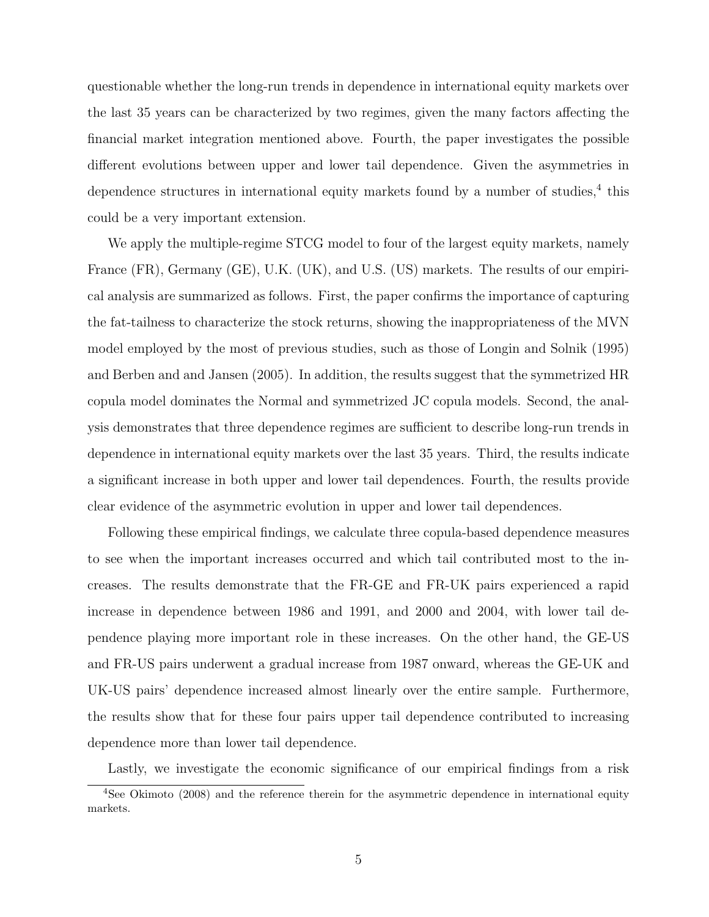questionable whether the long-run trends in dependence in international equity markets over the last 35 years can be characterized by two regimes, given the many factors affecting the financial market integration mentioned above. Fourth, the paper investigates the possible different evolutions between upper and lower tail dependence. Given the asymmetries in dependence structures in international equity markets found by a number of studies,[4] this could be a very important extension.

We apply the multiple-regime STCG model to four of the largest equity markets, namely France (FR), Germany (GE), U.K. (UK), and U.S. (US) markets. The results of our empirical analysis are summarized as follows. First, the paper confirms the importance of capturing the fat-tailness to characterize the stock returns, showing the inappropriateness of the MVN model employed by the most of previous studies, such as those of Longin and Solnik (1995) and Berben and and Jansen (2005). In addition, the results suggest that the symmetrized HR copula model dominates the Normal and symmetrized JC copula models. Second, the analysis demonstrates that three dependence regimes are sufficient to describe long-run trends in dependence in international equity markets over the last 35 years. Third, the results indicate a significant increase in both upper and lower tail dependences. Fourth, the results provide clear evidence of the asymmetric evolution in upper and lower tail dependences.

Following these empirical findings, we calculate three copula-based dependence measures to see when the important increases occurred and which tail contributed most to the increases. The results demonstrate that the FR-GE and FR-UK pairs experienced a rapid increase in dependence between 1986 and 1991, and 2000 and 2004, with lower tail dependence playing more important role in these increases. On the other hand, the GE-US and FR-US pairs underwent a gradual increase from 1987 onward, whereas the GE-UK and UK-US pairs' dependence increased almost linearly over the entire sample. Furthermore, the results show that for these four pairs upper tail dependence contributed to increasing dependence more than lower tail dependence.

Lastly, we investigate the economic significance of our empirical findings from a risk

[4]See Okimoto (2008) and the reference therein for the asymmetric dependence in international equity markets.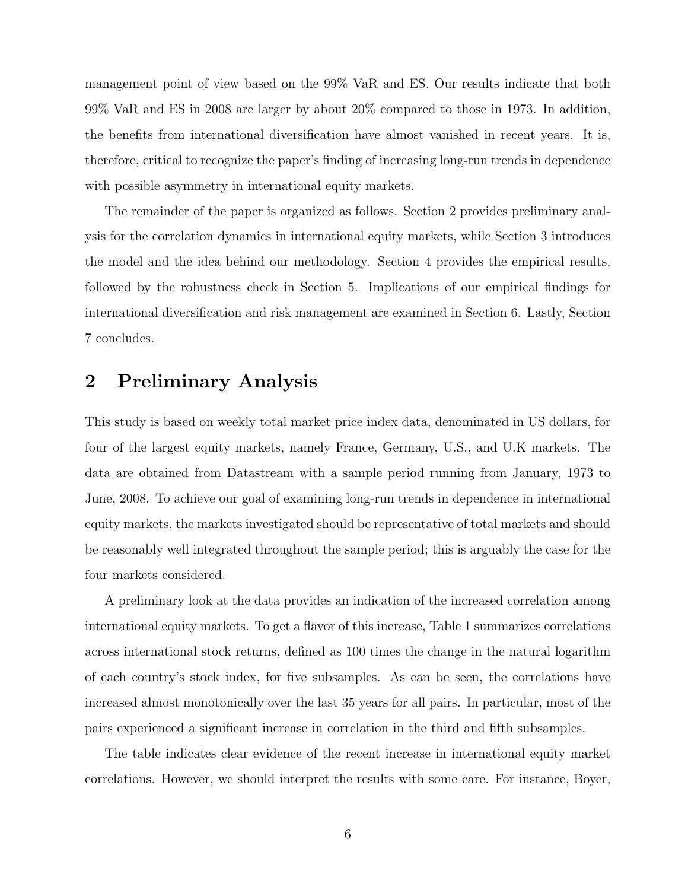management point of view based on the 99% VaR and ES. Our results indicate that both 99% VaR and ES in 2008 are larger by about 20% compared to those in 1973. In addition, the benefits from international diversification have almost vanished in recent years. It is, therefore, critical to recognize the paper's finding of increasing long-run trends in dependence with possible asymmetry in international equity markets.

The remainder of the paper is organized as follows. Section 2 provides preliminary analysis for the correlation dynamics in international equity markets, while Section 3 introduces the model and the idea behind our methodology. Section 4 provides the empirical results, followed by the robustness check in Section 5. Implications of our empirical findings for international diversification and risk management are examined in Section 6. Lastly, Section 7 concludes.

## 2 Preliminary Analysis

This study is based on weekly total market price index data, denominated in US dollars, for four of the largest equity markets, namely France, Germany, U.S., and U.K markets. The data are obtained from Datastream with a sample period running from January, 1973 to June, 2008. To achieve our goal of examining long-run trends in dependence in international equity markets, the markets investigated should be representative of total markets and should be reasonably well integrated throughout the sample period; this is arguably the case for the four markets considered.

A preliminary look at the data provides an indication of the increased correlation among international equity markets. To get a flavor of this increase, Table 1 summarizes correlations across international stock returns, defined as 100 times the change in the natural logarithm of each country's stock index, for five subsamples. As can be seen, the correlations have increased almost monotonically over the last 35 years for all pairs. In particular, most of the pairs experienced a significant increase in correlation in the third and fifth subsamples.

The table indicates clear evidence of the recent increase in international equity market correlations. However, we should interpret the results with some care. For instance, Boyer,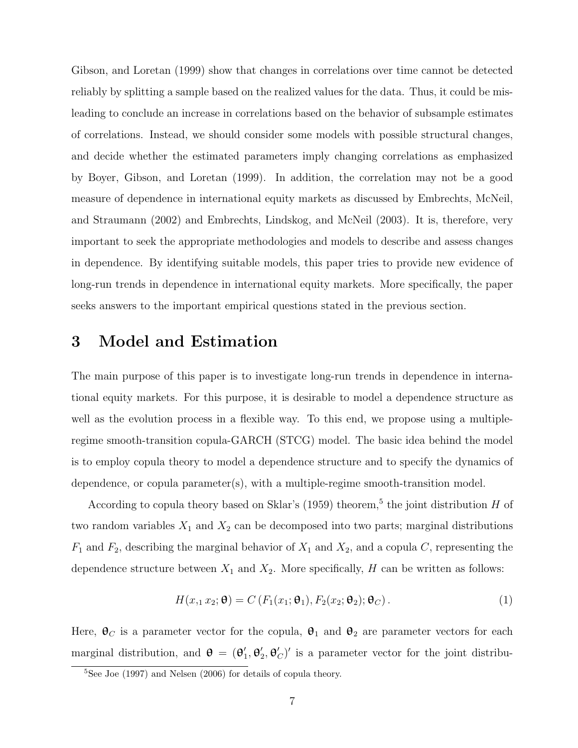Gibson, and Loretan (1999) show that changes in correlations over time cannot be detected reliably by splitting a sample based on the realized values for the data. Thus, it could be misleading to conclude an increase in correlations based on the behavior of subsample estimates of correlations. Instead, we should consider some models with possible structural changes, and decide whether the estimated parameters imply changing correlations as emphasized by Boyer, Gibson, and Loretan (1999). In addition, the correlation may not be a good measure of dependence in international equity markets as discussed by Embrechts, McNeil, and Straumann (2002) and Embrechts, Lindskog, and McNeil (2003). It is, therefore, very important to seek the appropriate methodologies and models to describe and assess changes in dependence. By identifying suitable models, this paper tries to provide new evidence of long-run trends in dependence in international equity markets. More specifically, the paper seeks answers to the important empirical questions stated in the previous section.

# 3 Model and Estimation

The main purpose of this paper is to investigate long-run trends in dependence in international equity markets. For this purpose, it is desirable to model a dependence structure as well as the evolution process in a flexible way. To this end, we propose using a multiple-regime smooth-transition copula-GARCH (STCG) model. The basic idea behind the model is to employ copula theory to model a dependence structure and to specify the dynamics of dependence, or copula parameter(s), with a multiple-regime smooth-transition model.

According to copula theory based on Sklar's (1959) theorem,[5] the joint distribution $H$ of two random variables $X_1$ and $X_2$ can be decomposed into two parts; marginal distributions $F_1$ and $F_2$, describing the marginal behavior of $X_1$ and $X_2$, and a copula $C$, representing the dependence structure between $X_1$ and $X_2$. More specifically, $H$ can be written as follows:

$$H(x_{,1}\, x_2; \boldsymbol{\theta}) = C\left(F_1(x_1; \boldsymbol{\theta}_1), F_2(x_2; \boldsymbol{\theta}_2); \boldsymbol{\theta}_C\right). \tag{1}$$

Here, $\boldsymbol{\theta}_C$ is a parameter vector for the copula, $\boldsymbol{\theta}_1$ and $\boldsymbol{\theta}_2$ are parameter vectors for each marginal distribution, and $\boldsymbol{\theta} = (\boldsymbol{\theta}_1', \boldsymbol{\theta}_2', \boldsymbol{\theta}_C')'$ is a parameter vector for the joint distribu-

[5] See Joe (1997) and Nelsen (2006) for details of copula theory.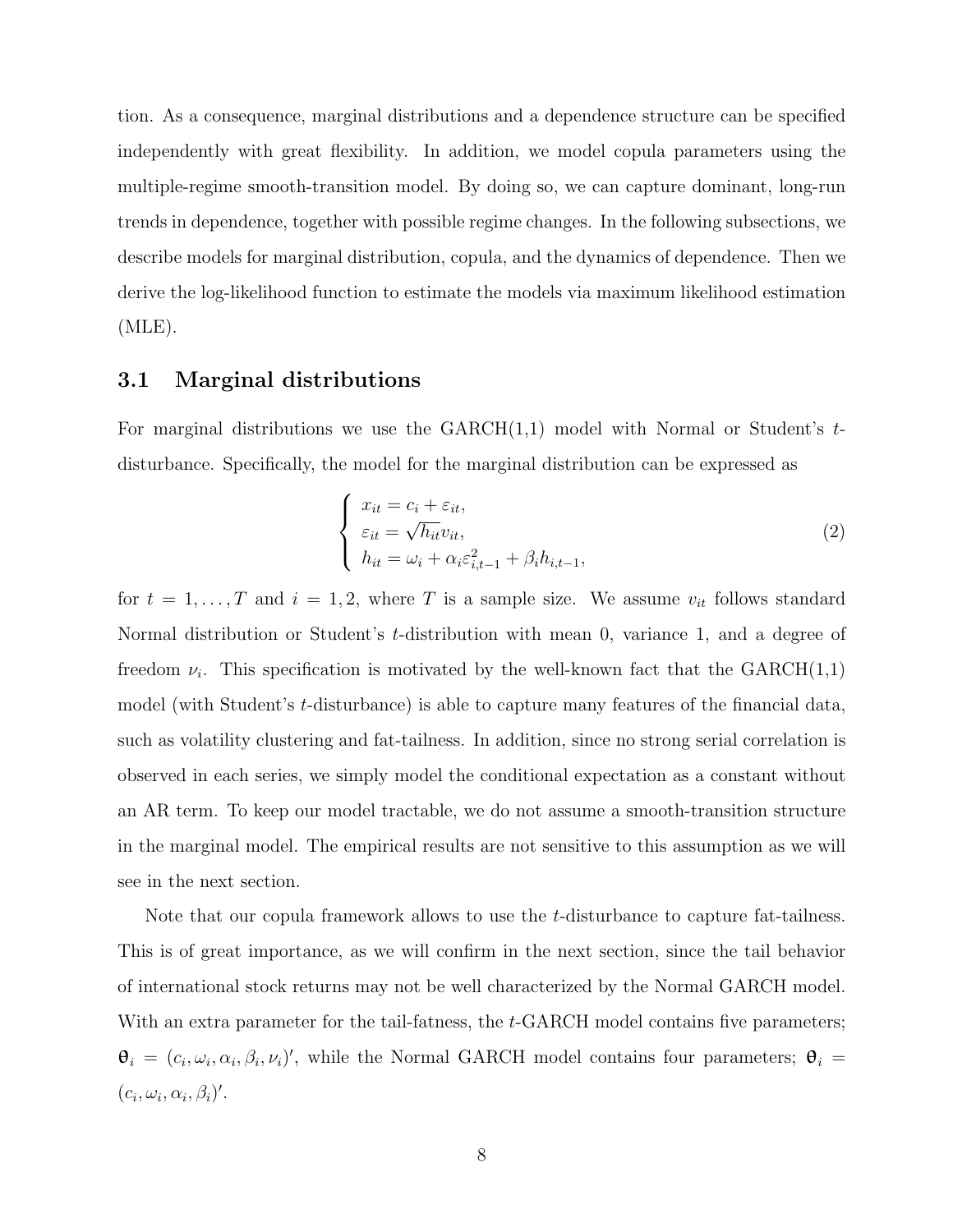tion. As a consequence, marginal distributions and a dependence structure can be specified independently with great flexibility. In addition, we model copula parameters using the multiple-regime smooth-transition model. By doing so, we can capture dominant, long-run trends in dependence, together with possible regime changes. In the following subsections, we describe models for marginal distribution, copula, and the dynamics of dependence. Then we derive the log-likelihood function to estimate the models via maximum likelihood estimation (MLE).

### 3.1 Marginal distributions

For marginal distributions we use the GARCH(1,1) model with Normal or Student's $t$-disturbance. Specifically, the model for the marginal distribution can be expressed as

$$
\begin{cases}
x_{it} = c_i + \varepsilon_{it}, \\
\varepsilon_{it} = \sqrt{h_{it}} v_{it}, \\
h_{it} = \omega_i + \alpha_i \varepsilon_{i,t-1}^2 + \beta_i h_{i,t-1},
\end{cases}
\tag{2}
$$

for $t = 1, \ldots, T$ and $i = 1, 2$, where $T$ is a sample size. We assume $v_{it}$ follows standard Normal distribution or Student's $t$-distribution with mean 0, variance 1, and a degree of freedom $\nu_i$. This specification is motivated by the well-known fact that the GARCH(1,1) model (with Student's $t$-disturbance) is able to capture many features of the financial data, such as volatility clustering and fat-tailness. In addition, since no strong serial correlation is observed in each series, we simply model the conditional expectation as a constant without an AR term. To keep our model tractable, we do not assume a smooth-transition structure in the marginal model. The empirical results are not sensitive to this assumption as we will see in the next section.

Note that our copula framework allows to use the $t$-disturbance to capture fat-tailness. This is of great importance, as we will confirm in the next section, since the tail behavior of international stock returns may not be well characterized by the Normal GARCH model. With an extra parameter for the tail-fatness, the $t$-GARCH model contains five parameters; $\boldsymbol{\theta}_i = (c_i, \omega_i, \alpha_i, \beta_i, \nu_i)'$, while the Normal GARCH model contains four parameters; $\boldsymbol{\theta}_i = (c_i, \omega_i, \alpha_i, \beta_i)'$.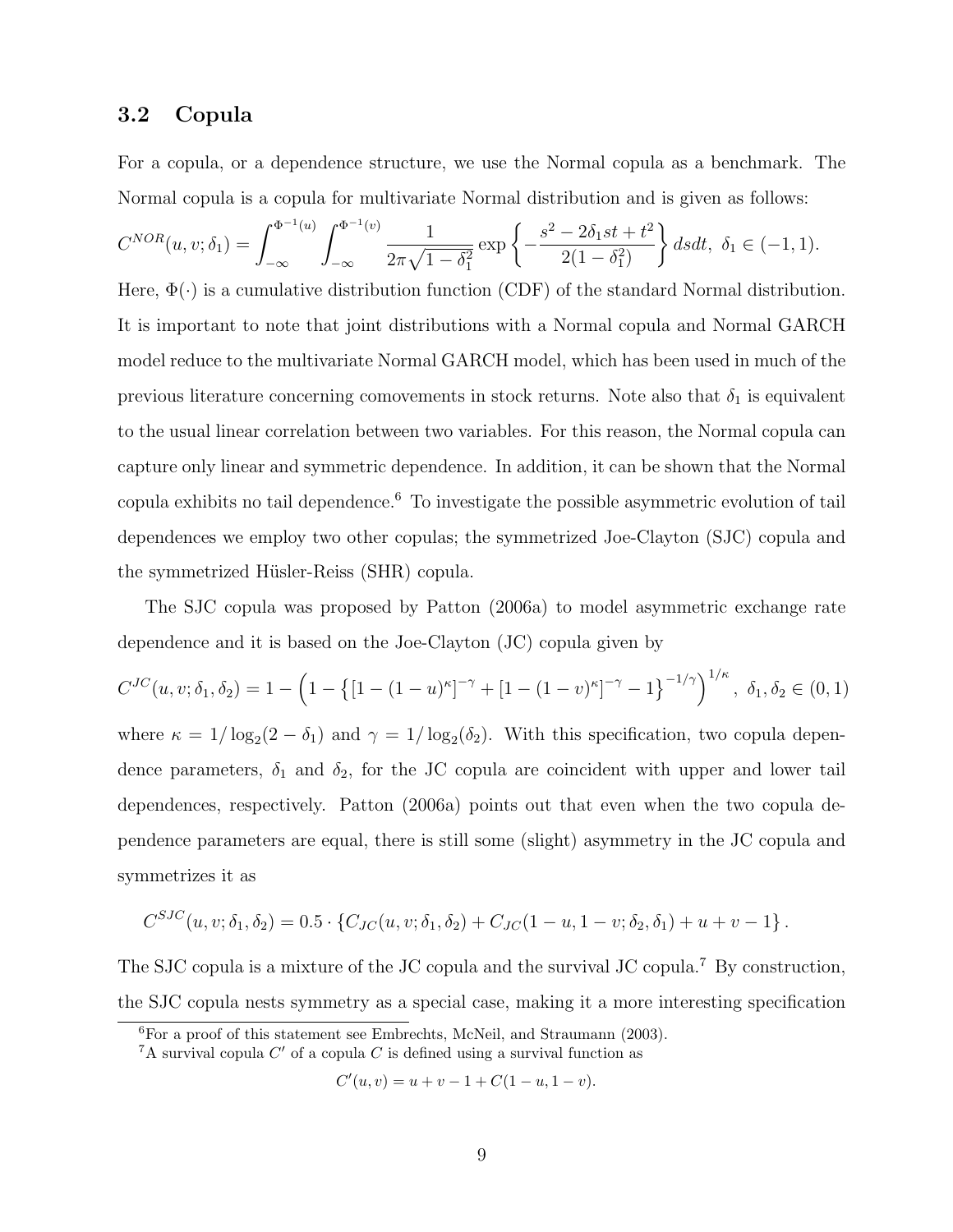### 3.2 Copula

For a copula, or a dependence structure, we use the Normal copula as a benchmark. The Normal copula is a copula for multivariate Normal distribution and is given as follows:

$$C^{NOR}(u,v;\delta_1) = \int_{-\infty}^{\Phi^{-1}(u)} \int_{-\infty}^{\Phi^{-1}(v)} \frac{1}{2\pi\sqrt{1-\delta_1^2}} \exp\left\{-\frac{s^2 - 2\delta_1 st + t^2}{2(1-\delta_1^2)}\right\} ds dt, \ \ \delta_1 \in (-1,1).$$

Here, $\Phi(\cdot)$ is a cumulative distribution function (CDF) of the standard Normal distribution. It is important to note that joint distributions with a Normal copula and Normal GARCH model reduce to the multivariate Normal GARCH model, which has been used in much of the previous literature concerning comovements in stock returns. Note also that $\delta_1$ is equivalent to the usual linear correlation between two variables. For this reason, the Normal copula can capture only linear and symmetric dependence. In addition, it can be shown that the Normal copula exhibits no tail dependence.[6] To investigate the possible asymmetric evolution of tail dependences we employ two other copulas; the symmetrized Joe-Clayton (SJC) copula and the symmetrized Hüsler-Reiss (SHR) copula.

The SJC copula was proposed by Patton (2006a) to model asymmetric exchange rate dependence and it is based on the Joe-Clayton (JC) copula given by

$$C^{JC}(u,v;\delta_1,\delta_2) = 1 - \left(1 - \left\{[1-(1-u)^\kappa]^{-\gamma} + [1-(1-v)^\kappa]^{-\gamma} - 1\right\}^{-1/\gamma}\right)^{1/\kappa}, \ \ \delta_1, \delta_2 \in (0,1)$$

where $\kappa = 1/\log_2(2-\delta_1)$ and $\gamma = 1/\log_2(\delta_2)$. With this specification, two copula dependence parameters, $\delta_1$ and $\delta_2$, for the JC copula are coincident with upper and lower tail dependences, respectively. Patton (2006a) points out that even when the two copula dependence parameters are equal, there is still some (slight) asymmetry in the JC copula and symmetrizes it as

$$C^{SJC}(u,v;\delta_1,\delta_2) = 0.5 \cdot \left\{C_{JC}(u,v;\delta_1,\delta_2) + C_{JC}(1-u,1-v;\delta_2,\delta_1) + u + v - 1\right\}.$$

The SJC copula is a mixture of the JC copula and the survival JC copula.[7] By construction, the SJC copula nests symmetry as a special case, making it a more interesting specification

[6] For a proof of this statement see Embrechts, McNeil, and Straumann (2003).

[7] A survival copula $C'$ of a copula $C$ is defined using a survival function as

$$C'(u,v) = u + v - 1 + C(1-u,1-v).$$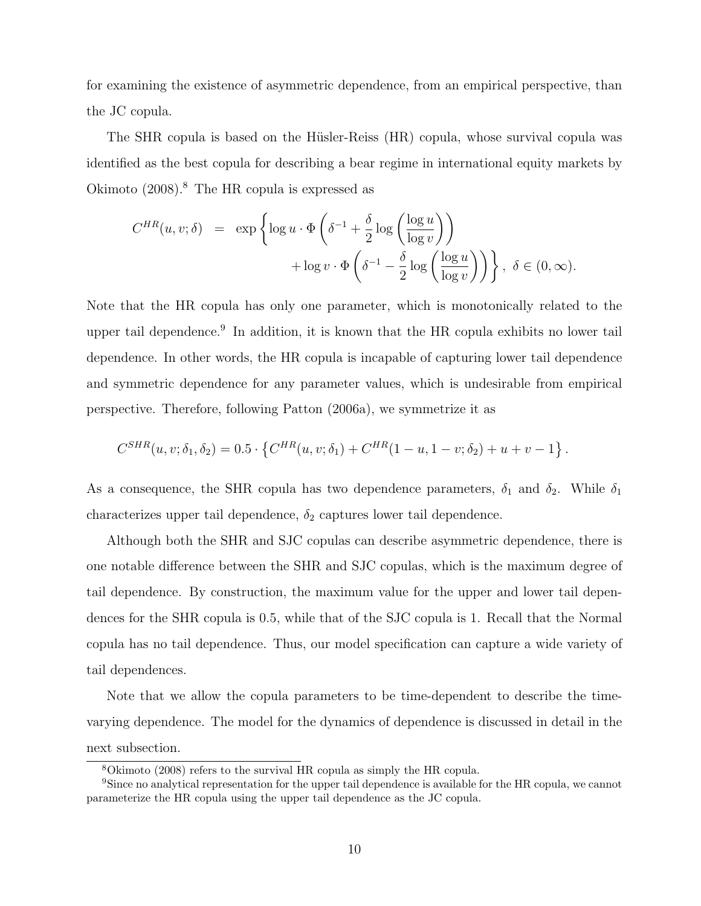for examining the existence of asymmetric dependence, from an empirical perspective, than the JC copula.

The SHR copula is based on the Hüsler-Reiss (HR) copula, whose survival copula was identified as the best copula for describing a bear regime in international equity markets by Okimoto (2008).[8] The HR copula is expressed as

$$
\begin{aligned}
C^{HR}(u, v; \delta) &= \exp\left\{ \log u \cdot \Phi\left( \delta^{-1} + \frac{\delta}{2} \log\left( \frac{\log u}{\log v} \right) \right) \right. \\
&\qquad \left. + \log v \cdot \Phi\left( \delta^{-1} - \frac{\delta}{2} \log\left( \frac{\log u}{\log v} \right) \right) \right\}, \ \delta \in (0, \infty).
\end{aligned}
$$

Note that the HR copula has only one parameter, which is monotonically related to the upper tail dependence.[9] In addition, it is known that the HR copula exhibits no lower tail dependence. In other words, the HR copula is incapable of capturing lower tail dependence and symmetric dependence for any parameter values, which is undesirable from empirical perspective. Therefore, following Patton (2006a), we symmetrize it as

$$
C^{SHR}(u, v; \delta_1, \delta_2) = 0.5 \cdot \left\{ C^{HR}(u, v; \delta_1) + C^{HR}(1-u, 1-v; \delta_2) + u + v - 1 \right\}.
$$

As a consequence, the SHR copula has two dependence parameters, $\delta_1$ and $\delta_2$. While $\delta_1$ characterizes upper tail dependence, $\delta_2$ captures lower tail dependence.

Although both the SHR and SJC copulas can describe asymmetric dependence, there is one notable difference between the SHR and SJC copulas, which is the maximum degree of tail dependence. By construction, the maximum value for the upper and lower tail dependences for the SHR copula is 0.5, while that of the SJC copula is 1. Recall that the Normal copula has no tail dependence. Thus, our model specification can capture a wide variety of tail dependences.

Note that we allow the copula parameters to be time-dependent to describe the time-varying dependence. The model for the dynamics of dependence is discussed in detail in the next subsection.

[8] Okimoto (2008) refers to the survival HR copula as simply the HR copula.

[9] Since no analytical representation for the upper tail dependence is available for the HR copula, we cannot parameterize the HR copula using the upper tail dependence as the JC copula.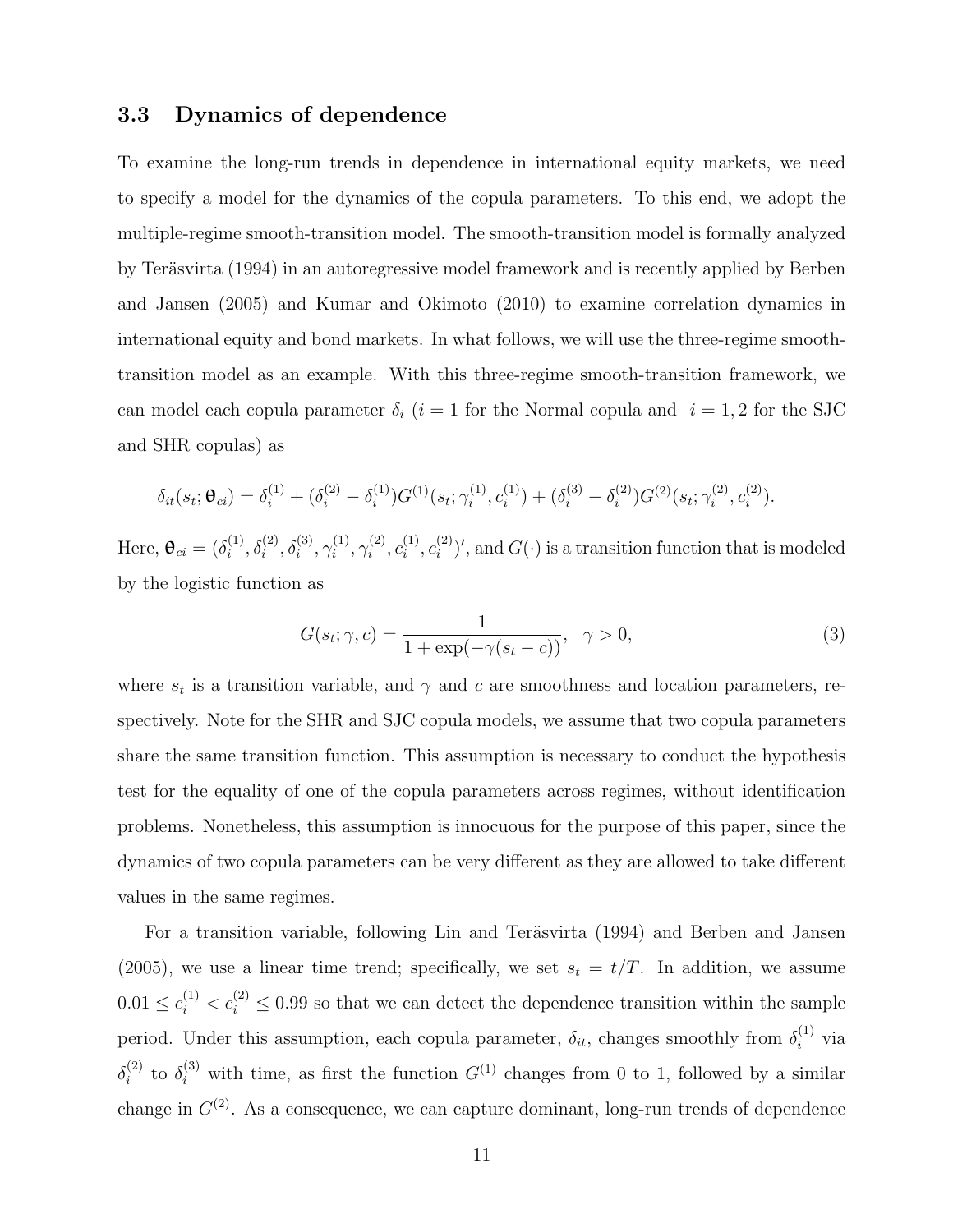### 3.3 Dynamics of dependence

To examine the long-run trends in dependence in international equity markets, we need to specify a model for the dynamics of the copula parameters. To this end, we adopt the multiple-regime smooth-transition model. The smooth-transition model is formally analyzed by Teräsvirta (1994) in an autoregressive model framework and is recently applied by Berben and Jansen (2005) and Kumar and Okimoto (2010) to examine correlation dynamics in international equity and bond markets. In what follows, we will use the three-regime smooth-transition model as an example. With this three-regime smooth-transition framework, we can model each copula parameter $\delta_i$ ($i = 1$ for the Normal copula and $i = 1, 2$ for the SJC and SHR copulas) as

$$\delta_{it}(s_t; \boldsymbol{\theta}_{ci}) = \delta_i^{(1)} + (\delta_i^{(2)} - \delta_i^{(1)}) G^{(1)}(s_t; \gamma_i^{(1)}, c_i^{(1)}) + (\delta_i^{(3)} - \delta_i^{(2)}) G^{(2)}(s_t; \gamma_i^{(2)}, c_i^{(2)}).$$

Here, $\boldsymbol{\theta}_{ci} = (\delta_i^{(1)}, \delta_i^{(2)}, \delta_i^{(3)}, \gamma_i^{(1)}, \gamma_i^{(2)}, c_i^{(1)}, c_i^{(2)})'$, and $G(\cdot)$ is a transition function that is modeled by the logistic function as

$$G(s_t; \gamma, c) = \frac{1}{1 + \exp(-\gamma(s_t - c))}, \quad \gamma > 0, \tag{3}$$

where $s_t$ is a transition variable, and $\gamma$ and $c$ are smoothness and location parameters, respectively. Note for the SHR and SJC copula models, we assume that two copula parameters share the same transition function. This assumption is necessary to conduct the hypothesis test for the equality of one of the copula parameters across regimes, without identification problems. Nonetheless, this assumption is innocuous for the purpose of this paper, since the dynamics of two copula parameters can be very different as they are allowed to take different values in the same regimes.

For a transition variable, following Lin and Teräsvirta (1994) and Berben and Jansen (2005), we use a linear time trend; specifically, we set $s_t = t/T$. In addition, we assume $0.01 \leq c_i^{(1)} < c_i^{(2)} \leq 0.99$ so that we can detect the dependence transition within the sample period. Under this assumption, each copula parameter, $\delta_{it}$, changes smoothly from $\delta_i^{(1)}$ via $\delta_i^{(2)}$ to $\delta_i^{(3)}$ with time, as first the function $G^{(1)}$ changes from 0 to 1, followed by a similar change in $G^{(2)}$. As a consequence, we can capture dominant, long-run trends of dependence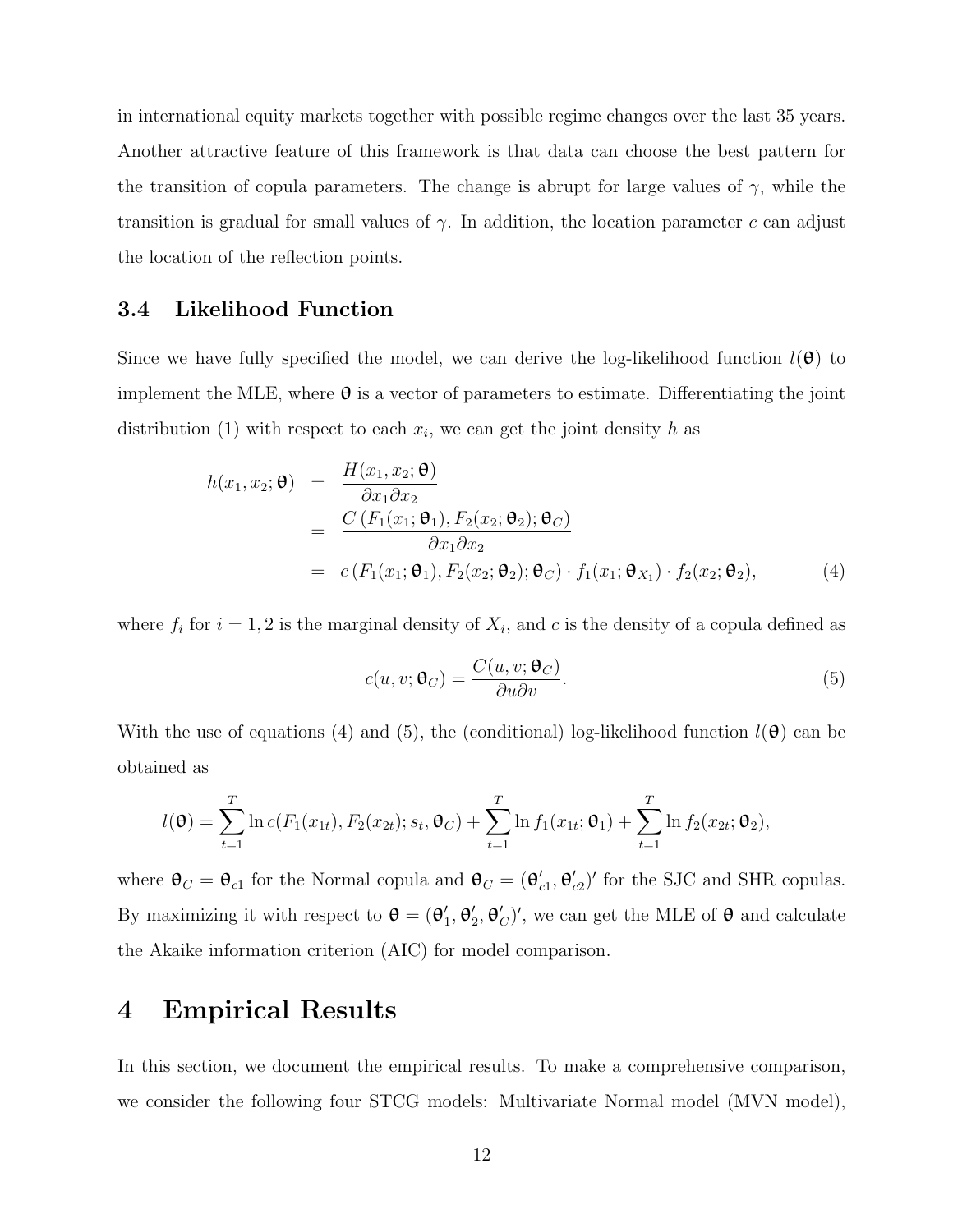in international equity markets together with possible regime changes over the last 35 years. Another attractive feature of this framework is that data can choose the best pattern for the transition of copula parameters. The change is abrupt for large values of $\gamma$, while the transition is gradual for small values of $\gamma$. In addition, the location parameter $c$ can adjust the location of the reflection points.

### 3.4 Likelihood Function

Since we have fully specified the model, we can derive the log-likelihood function $l(\boldsymbol{\theta})$ to implement the MLE, where $\boldsymbol{\theta}$ is a vector of parameters to estimate. Differentiating the joint distribution (1) with respect to each $x_i$, we can get the joint density $h$ as

$$
\begin{aligned}
h(x_1, x_2; \boldsymbol{\theta}) &= \frac{H(x_1, x_2; \boldsymbol{\theta})}{\partial x_1 \partial x_2} \\
&= \frac{C\left(F_1(x_1; \boldsymbol{\theta}_1), F_2(x_2; \boldsymbol{\theta}_2); \boldsymbol{\theta}_C\right)}{\partial x_1 \partial x_2} \\
&= c\left(F_1(x_1; \boldsymbol{\theta}_1), F_2(x_2; \boldsymbol{\theta}_2); \boldsymbol{\theta}_C\right) \cdot f_1(x_1; \boldsymbol{\theta}_{X_1}) \cdot f_2(x_2; \boldsymbol{\theta}_2), \qquad (4)
\end{aligned}
$$

where $f_i$ for $i = 1, 2$ is the marginal density of $X_i$, and $c$ is the density of a copula defined as

$$
c(u, v; \boldsymbol{\theta}_C) = \frac{C(u, v; \boldsymbol{\theta}_C)}{\partial u \partial v}. \qquad (5)
$$

With the use of equations (4) and (5), the (conditional) log-likelihood function $l(\boldsymbol{\theta})$ can be obtained as

$$
l(\boldsymbol{\theta}) = \sum_{t=1}^{T} \ln c(F_1(x_{1t}), F_2(x_{2t}); s_t, \boldsymbol{\theta}_C) + \sum_{t=1}^{T} \ln f_1(x_{1t}; \boldsymbol{\theta}_1) + \sum_{t=1}^{T} \ln f_2(x_{2t}; \boldsymbol{\theta}_2),
$$

where $\boldsymbol{\theta}_C = \boldsymbol{\theta}_{c1}$ for the Normal copula and $\boldsymbol{\theta}_C = (\boldsymbol{\theta}'_{c1}, \boldsymbol{\theta}'_{c2})'$ for the SJC and SHR copulas. By maximizing it with respect to $\boldsymbol{\theta} = (\boldsymbol{\theta}'_1, \boldsymbol{\theta}'_2, \boldsymbol{\theta}'_C)'$, we can get the MLE of $\boldsymbol{\theta}$ and calculate the Akaike information criterion (AIC) for model comparison.

# 4 Empirical Results

In this section, we document the empirical results. To make a comprehensive comparison, we consider the following four STCG models: Multivariate Normal model (MVN model),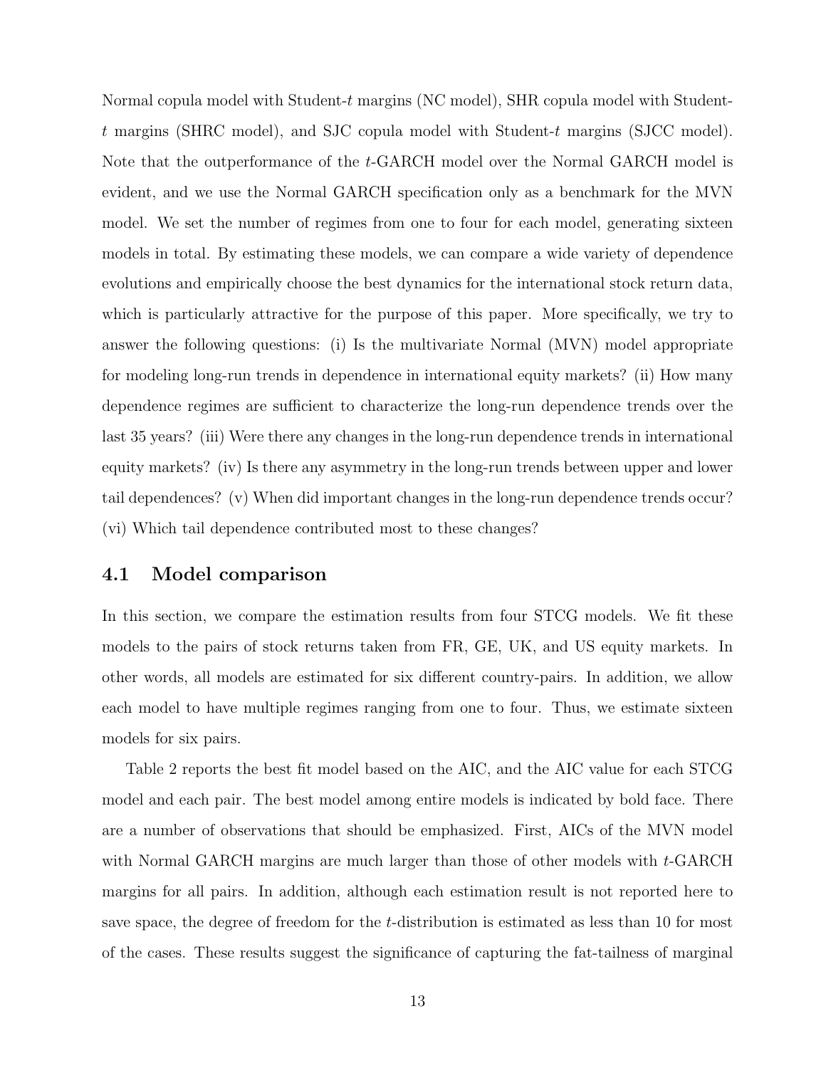Normal copula model with Student-$t$ margins (NC model), SHR copula model with Student-$t$ margins (SHRC model), and SJC copula model with Student-$t$ margins (SJCC model). Note that the outperformance of the $t$-GARCH model over the Normal GARCH model is evident, and we use the Normal GARCH specification only as a benchmark for the MVN model. We set the number of regimes from one to four for each model, generating sixteen models in total. By estimating these models, we can compare a wide variety of dependence evolutions and empirically choose the best dynamics for the international stock return data, which is particularly attractive for the purpose of this paper. More specifically, we try to answer the following questions: (i) Is the multivariate Normal (MVN) model appropriate for modeling long-run trends in dependence in international equity markets? (ii) How many dependence regimes are sufficient to characterize the long-run dependence trends over the last 35 years? (iii) Were there any changes in the long-run dependence trends in international equity markets? (iv) Is there any asymmetry in the long-run trends between upper and lower tail dependences? (v) When did important changes in the long-run dependence trends occur? (vi) Which tail dependence contributed most to these changes?

### 4.1 Model comparison

In this section, we compare the estimation results from four STCG models. We fit these models to the pairs of stock returns taken from FR, GE, UK, and US equity markets. In other words, all models are estimated for six different country-pairs. In addition, we allow each model to have multiple regimes ranging from one to four. Thus, we estimate sixteen models for six pairs.

Table 2 reports the best fit model based on the AIC, and the AIC value for each STCG model and each pair. The best model among entire models is indicated by bold face. There are a number of observations that should be emphasized. First, AICs of the MVN model with Normal GARCH margins are much larger than those of other models with $t$-GARCH margins for all pairs. In addition, although each estimation result is not reported here to save space, the degree of freedom for the $t$-distribution is estimated as less than 10 for most of the cases. These results suggest the significance of capturing the fat-tailness of marginal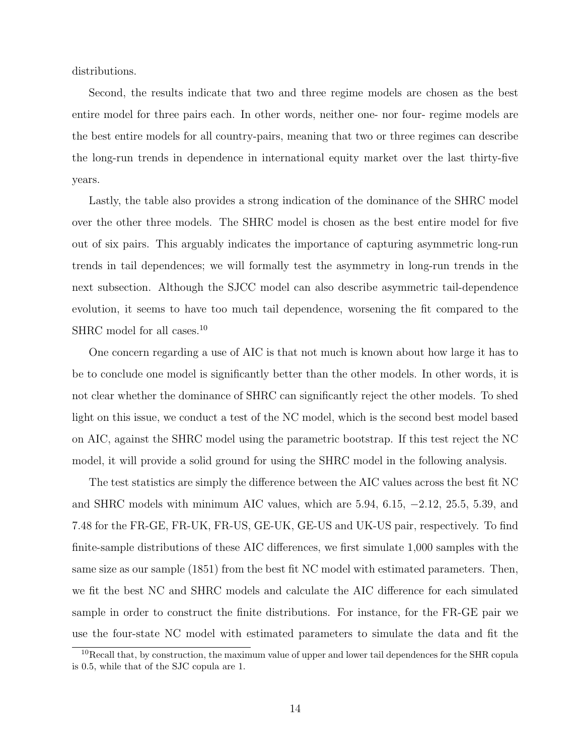distributions.

Second, the results indicate that two and three regime models are chosen as the best entire model for three pairs each. In other words, neither one- nor four- regime models are the best entire models for all country-pairs, meaning that two or three regimes can describe the long-run trends in dependence in international equity market over the last thirty-five years.

Lastly, the table also provides a strong indication of the dominance of the SHRC model over the other three models. The SHRC model is chosen as the best entire model for five out of six pairs. This arguably indicates the importance of capturing asymmetric long-run trends in tail dependences; we will formally test the asymmetry in long-run trends in the next subsection. Although the SJCC model can also describe asymmetric tail-dependence evolution, it seems to have too much tail dependence, worsening the fit compared to the SHRC model for all cases.[10]

One concern regarding a use of AIC is that not much is known about how large it has to be to conclude one model is significantly better than the other models. In other words, it is not clear whether the dominance of SHRC can significantly reject the other models. To shed light on this issue, we conduct a test of the NC model, which is the second best model based on AIC, against the SHRC model using the parametric bootstrap. If this test reject the NC model, it will provide a solid ground for using the SHRC model in the following analysis.

The test statistics are simply the difference between the AIC values across the best fit NC and SHRC models with minimum AIC values, which are 5.94, 6.15, $-2.12$, 25.5, 5.39, and 7.48 for the FR-GE, FR-UK, FR-US, GE-UK, GE-US and UK-US pair, respectively. To find finite-sample distributions of these AIC differences, we first simulate 1,000 samples with the same size as our sample (1851) from the best fit NC model with estimated parameters. Then, we fit the best NC and SHRC models and calculate the AIC difference for each simulated sample in order to construct the finite distributions. For instance, for the FR-GE pair we use the four-state NC model with estimated parameters to simulate the data and fit the

[10] Recall that, by construction, the maximum value of upper and lower tail dependences for the SHR copula is 0.5, while that of the SJC copula are 1.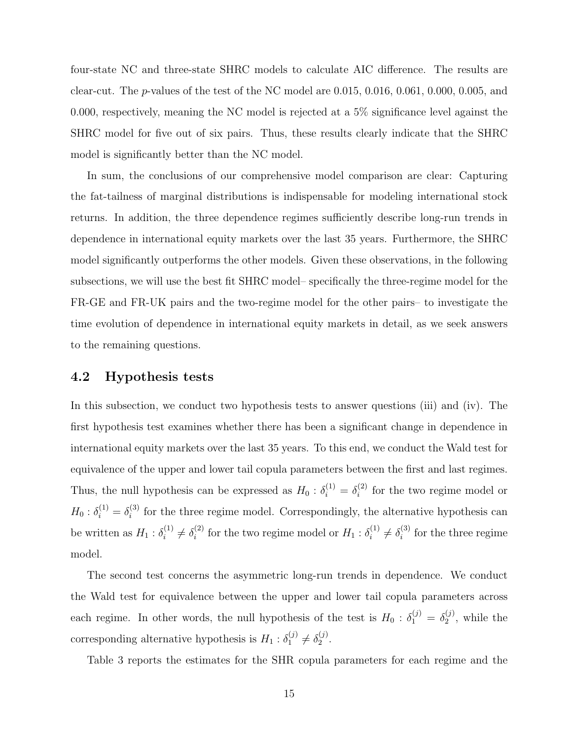four-state NC and three-state SHRC models to calculate AIC difference. The results are clear-cut. The $p$-values of the test of the NC model are 0.015, 0.016, 0.061, 0.000, 0.005, and 0.000, respectively, meaning the NC model is rejected at a 5% significance level against the SHRC model for five out of six pairs. Thus, these results clearly indicate that the SHRC model is significantly better than the NC model.

In sum, the conclusions of our comprehensive model comparison are clear: Capturing the fat-tailness of marginal distributions is indispensable for modeling international stock returns. In addition, the three dependence regimes sufficiently describe long-run trends in dependence in international equity markets over the last 35 years. Furthermore, the SHRC model significantly outperforms the other models. Given these observations, in the following subsections, we will use the best fit SHRC model– specifically the three-regime model for the FR-GE and FR-UK pairs and the two-regime model for the other pairs– to investigate the time evolution of dependence in international equity markets in detail, as we seek answers to the remaining questions.

## 4.2 Hypothesis tests

In this subsection, we conduct two hypothesis tests to answer questions (iii) and (iv). The first hypothesis test examines whether there has been a significant change in dependence in international equity markets over the last 35 years. To this end, we conduct the Wald test for equivalence of the upper and lower tail copula parameters between the first and last regimes. Thus, the null hypothesis can be expressed as $H_0 : \delta_i^{(1)} = \delta_i^{(2)}$ for the two regime model or $H_0 : \delta_i^{(1)} = \delta_i^{(3)}$ for the three regime model. Correspondingly, the alternative hypothesis can be written as $H_1 : \delta_i^{(1)} \neq \delta_i^{(2)}$ for the two regime model or $H_1 : \delta_i^{(1)} \neq \delta_i^{(3)}$ for the three regime model.

The second test concerns the asymmetric long-run trends in dependence. We conduct the Wald test for equivalence between the upper and lower tail copula parameters across each regime. In other words, the null hypothesis of the test is $H_0 : \delta_1^{(j)} = \delta_2^{(j)}$, while the corresponding alternative hypothesis is $H_1 : \delta_1^{(j)} \neq \delta_2^{(j)}$.

Table 3 reports the estimates for the SHR copula parameters for each regime and the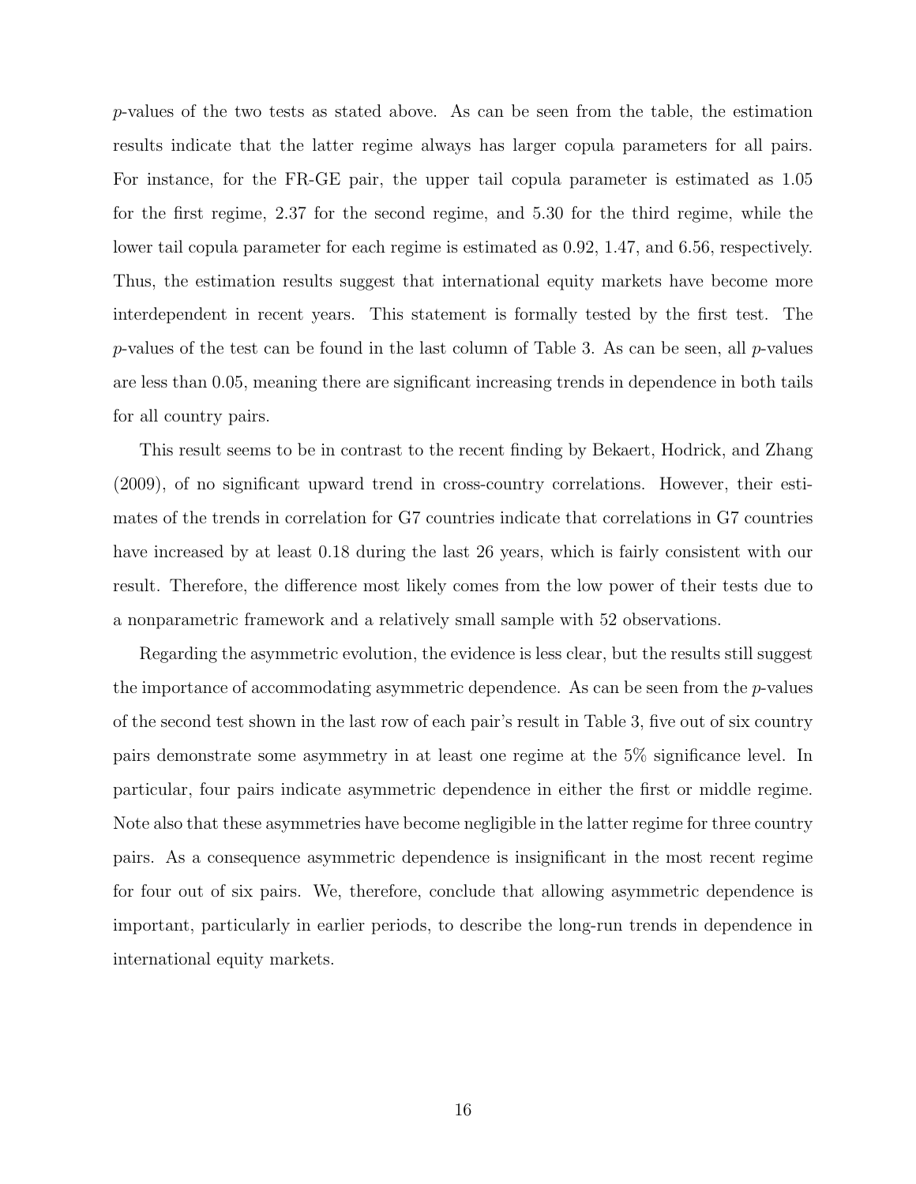$p$-values of the two tests as stated above. As can be seen from the table, the estimation results indicate that the latter regime always has larger copula parameters for all pairs. For instance, for the FR-GE pair, the upper tail copula parameter is estimated as 1.05 for the first regime, 2.37 for the second regime, and 5.30 for the third regime, while the lower tail copula parameter for each regime is estimated as 0.92, 1.47, and 6.56, respectively. Thus, the estimation results suggest that international equity markets have become more interdependent in recent years. This statement is formally tested by the first test. The $p$-values of the test can be found in the last column of Table 3. As can be seen, all $p$-values are less than 0.05, meaning there are significant increasing trends in dependence in both tails for all country pairs.

This result seems to be in contrast to the recent finding by Bekaert, Hodrick, and Zhang (2009), of no significant upward trend in cross-country correlations. However, their estimates of the trends in correlation for G7 countries indicate that correlations in G7 countries have increased by at least 0.18 during the last 26 years, which is fairly consistent with our result. Therefore, the difference most likely comes from the low power of their tests due to a nonparametric framework and a relatively small sample with 52 observations.

Regarding the asymmetric evolution, the evidence is less clear, but the results still suggest the importance of accommodating asymmetric dependence. As can be seen from the $p$-values of the second test shown in the last row of each pair's result in Table 3, five out of six country pairs demonstrate some asymmetry in at least one regime at the 5% significance level. In particular, four pairs indicate asymmetric dependence in either the first or middle regime. Note also that these asymmetries have become negligible in the latter regime for three country pairs. As a consequence asymmetric dependence is insignificant in the most recent regime for four out of six pairs. We, therefore, conclude that allowing asymmetric dependence is important, particularly in earlier periods, to describe the long-run trends in dependence in international equity markets.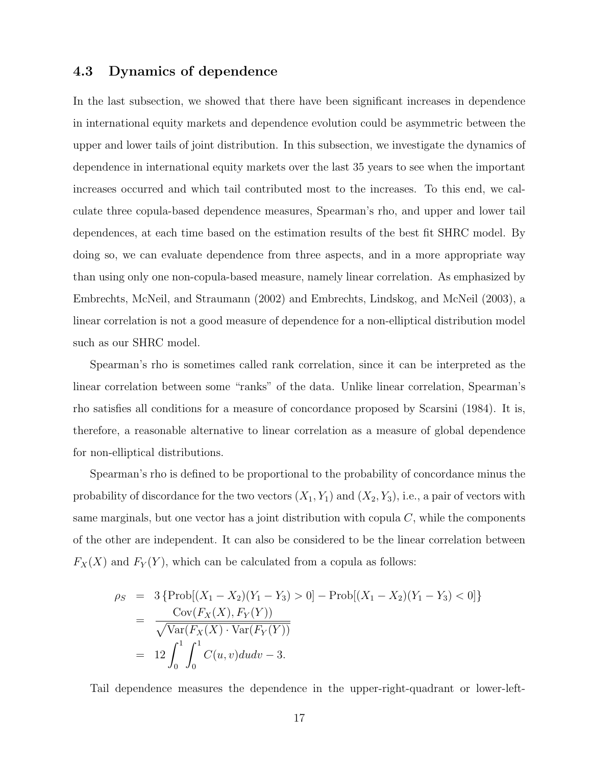### 4.3 Dynamics of dependence

In the last subsection, we showed that there have been significant increases in dependence in international equity markets and dependence evolution could be asymmetric between the upper and lower tails of joint distribution. In this subsection, we investigate the dynamics of dependence in international equity markets over the last 35 years to see when the important increases occurred and which tail contributed most to the increases. To this end, we calculate three copula-based dependence measures, Spearman's rho, and upper and lower tail dependences, at each time based on the estimation results of the best fit SHRC model. By doing so, we can evaluate dependence from three aspects, and in a more appropriate way than using only one non-copula-based measure, namely linear correlation. As emphasized by Embrechts, McNeil, and Straumann (2002) and Embrechts, Lindskog, and McNeil (2003), a linear correlation is not a good measure of dependence for a non-elliptical distribution model such as our SHRC model.

Spearman's rho is sometimes called rank correlation, since it can be interpreted as the linear correlation between some "ranks" of the data. Unlike linear correlation, Spearman's rho satisfies all conditions for a measure of concordance proposed by Scarsini (1984). It is, therefore, a reasonable alternative to linear correlation as a measure of global dependence for non-elliptical distributions.

Spearman's rho is defined to be proportional to the probability of concordance minus the probability of discordance for the two vectors $(X_1, Y_1)$ and $(X_2, Y_3)$, i.e., a pair of vectors with same marginals, but one vector has a joint distribution with copula $C$, while the components of the other are independent. It can also be considered to be the linear correlation between $F_X(X)$ and $F_Y(Y)$, which can be calculated from a copula as follows:

$$
\begin{aligned}
\rho_S &= 3\left\{\text{Prob}[(X_1 - X_2)(Y_1 - Y_3) > 0] - \text{Prob}[(X_1 - X_2)(Y_1 - Y_3) < 0]\right\} \\
&= \frac{\text{Cov}(F_X(X), F_Y(Y))}{\sqrt{\text{Var}(F_X(X) \cdot \text{Var}(F_Y(Y))}} \\
&= 12 \int_0^1 \int_0^1 C(u,v)\,du\,dv - 3.
\end{aligned}
$$

Tail dependence measures the dependence in the upper-right-quadrant or lower-left-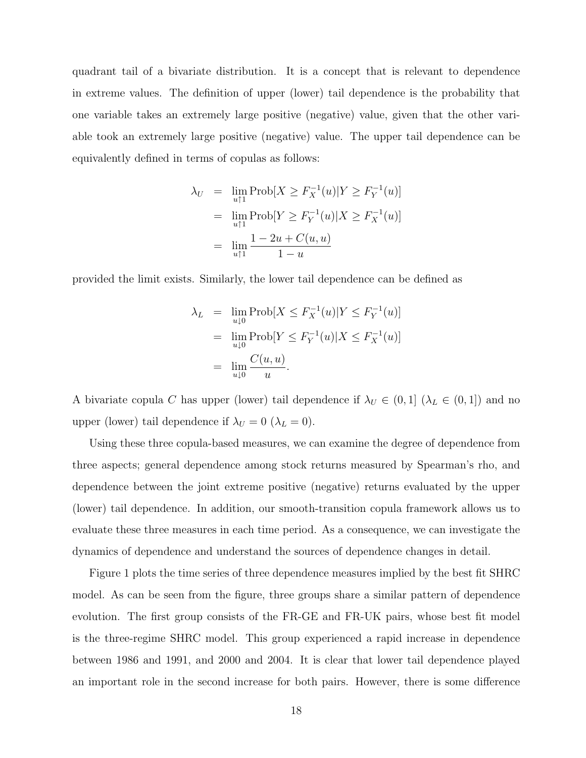quadrant tail of a bivariate distribution. It is a concept that is relevant to dependence in extreme values. The definition of upper (lower) tail dependence is the probability that one variable takes an extremely large positive (negative) value, given that the other variable took an extremely large positive (negative) value. The upper tail dependence can be equivalently defined in terms of copulas as follows:

$$
\begin{aligned}
\lambda_U &= \lim_{u \uparrow 1} \text{Prob}[X \geq F_X^{-1}(u) | Y \geq F_Y^{-1}(u)] \\
&= \lim_{u \uparrow 1} \text{Prob}[Y \geq F_Y^{-1}(u) | X \geq F_X^{-1}(u)] \\
&= \lim_{u \uparrow 1} \frac{1 - 2u + C(u,u)}{1-u}
\end{aligned}
$$

provided the limit exists. Similarly, the lower tail dependence can be defined as

$$
\begin{aligned}
\lambda_L &= \lim_{u \downarrow 0} \text{Prob}[X \leq F_X^{-1}(u) | Y \leq F_Y^{-1}(u)] \\
&= \lim_{u \downarrow 0} \text{Prob}[Y \leq F_Y^{-1}(u) | X \leq F_X^{-1}(u)] \\
&= \lim_{u \downarrow 0} \frac{C(u,u)}{u}.
\end{aligned}
$$

A bivariate copula $C$ has upper (lower) tail dependence if $\lambda_U \in (0, 1]$ ($\lambda_L \in (0, 1]$) and no upper (lower) tail dependence if $\lambda_U = 0$ ($\lambda_L = 0$).

Using these three copula-based measures, we can examine the degree of dependence from three aspects; general dependence among stock returns measured by Spearman's rho, and dependence between the joint extreme positive (negative) returns evaluated by the upper (lower) tail dependence. In addition, our smooth-transition copula framework allows us to evaluate these three measures in each time period. As a consequence, we can investigate the dynamics of dependence and understand the sources of dependence changes in detail.

Figure 1 plots the time series of three dependence measures implied by the best fit SHRC model. As can be seen from the figure, three groups share a similar pattern of dependence evolution. The first group consists of the FR-GE and FR-UK pairs, whose best fit model is the three-regime SHRC model. This group experienced a rapid increase in dependence between 1986 and 1991, and 2000 and 2004. It is clear that lower tail dependence played an important role in the second increase for both pairs. However, there is some difference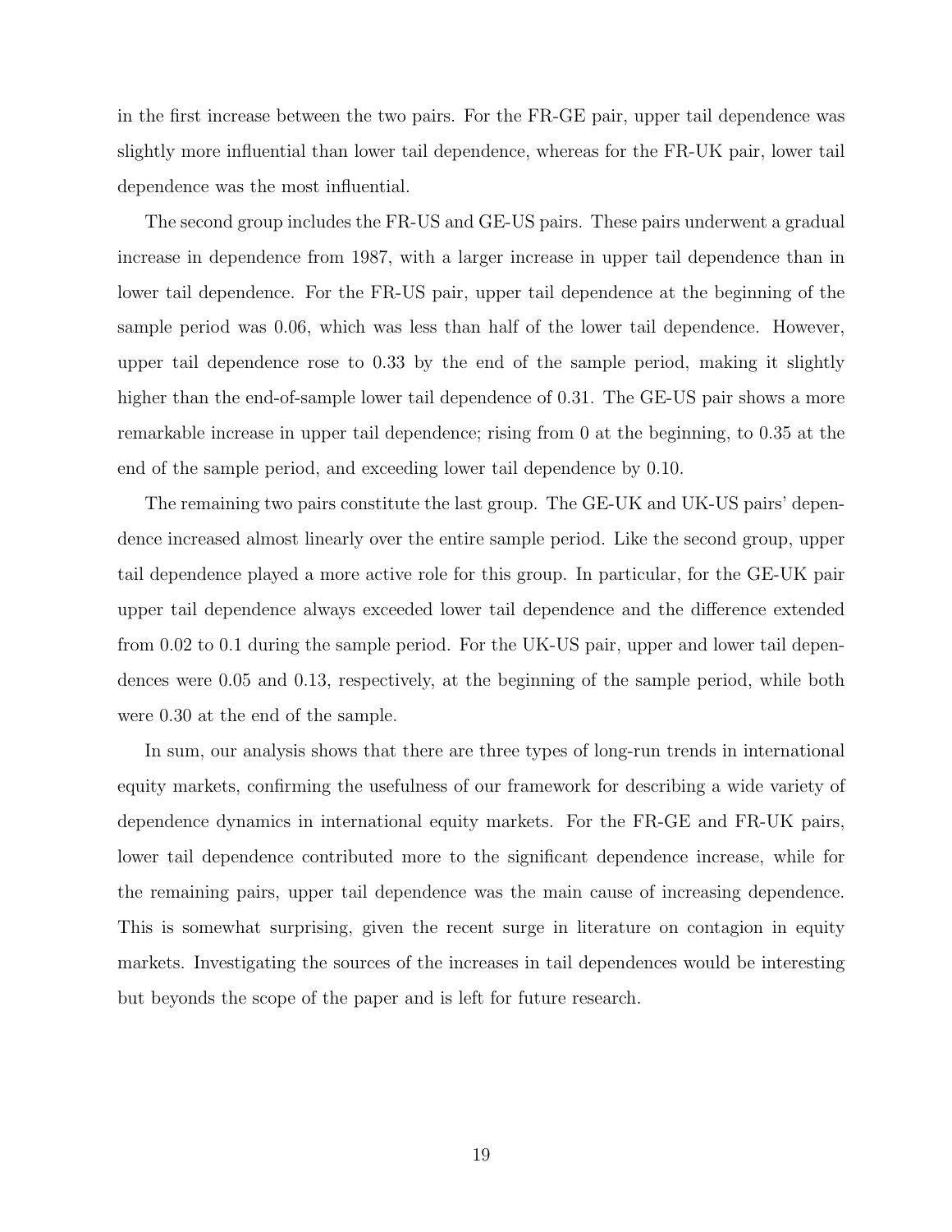in the first increase between the two pairs. For the FR-GE pair, upper tail dependence was slightly more influential than lower tail dependence, whereas for the FR-UK pair, lower tail dependence was the most influential.

The second group includes the FR-US and GE-US pairs. These pairs underwent a gradual increase in dependence from 1987, with a larger increase in upper tail dependence than in lower tail dependence. For the FR-US pair, upper tail dependence at the beginning of the sample period was 0.06, which was less than half of the lower tail dependence. However, upper tail dependence rose to 0.33 by the end of the sample period, making it slightly higher than the end-of-sample lower tail dependence of 0.31. The GE-US pair shows a more remarkable increase in upper tail dependence; rising from 0 at the beginning, to 0.35 at the end of the sample period, and exceeding lower tail dependence by 0.10.

The remaining two pairs constitute the last group. The GE-UK and UK-US pairs' dependence increased almost linearly over the entire sample period. Like the second group, upper tail dependence played a more active role for this group. In particular, for the GE-UK pair upper tail dependence always exceeded lower tail dependence and the difference extended from 0.02 to 0.1 during the sample period. For the UK-US pair, upper and lower tail dependences were 0.05 and 0.13, respectively, at the beginning of the sample period, while both were 0.30 at the end of the sample.

In sum, our analysis shows that there are three types of long-run trends in international equity markets, confirming the usefulness of our framework for describing a wide variety of dependence dynamics in international equity markets. For the FR-GE and FR-UK pairs, lower tail dependence contributed more to the significant dependence increase, while for the remaining pairs, upper tail dependence was the main cause of increasing dependence. This is somewhat surprising, given the recent surge in literature on contagion in equity markets. Investigating the sources of the increases in tail dependences would be interesting but beyonds the scope of the paper and is left for future research.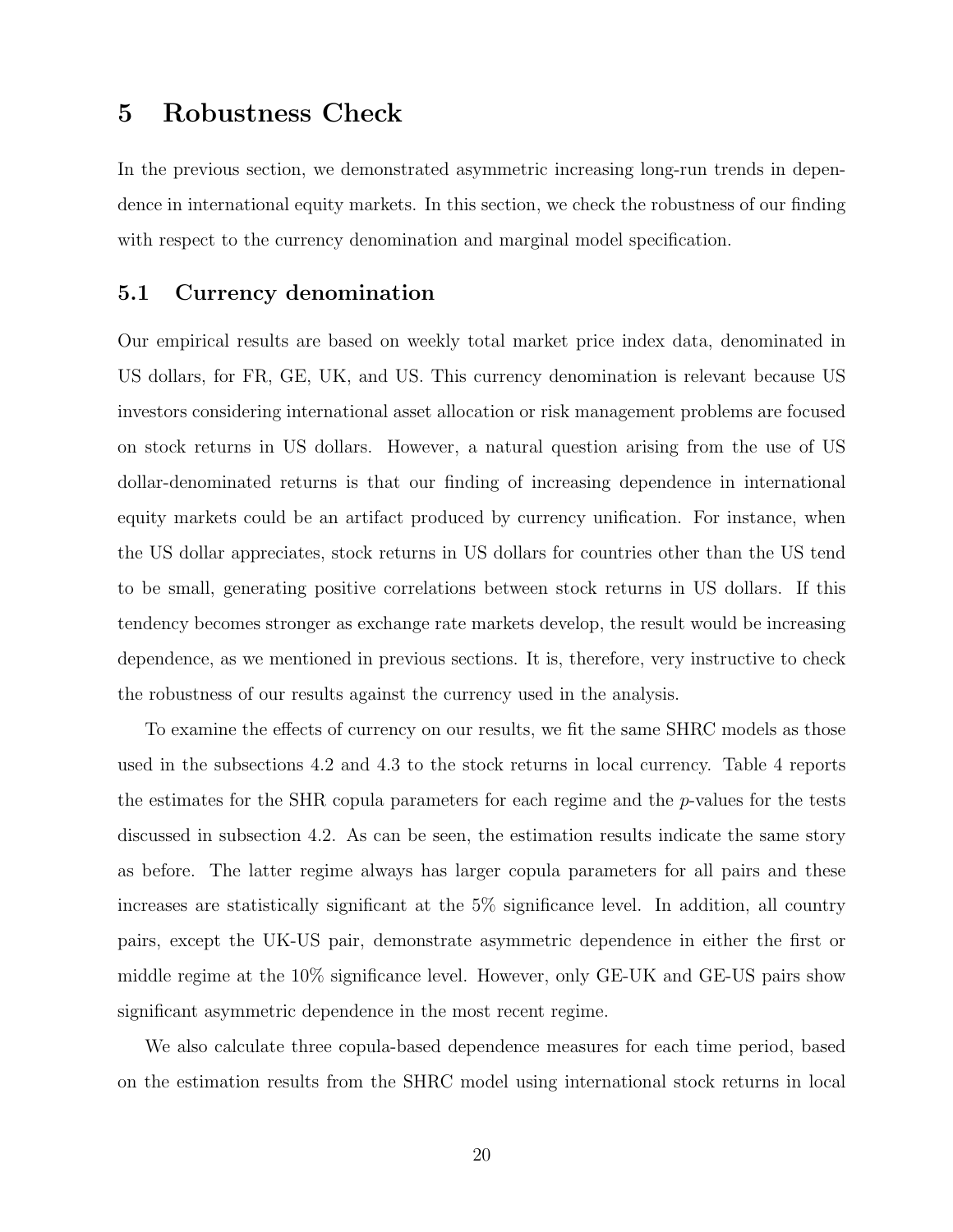# 5 Robustness Check

In the previous section, we demonstrated asymmetric increasing long-run trends in dependence in international equity markets. In this section, we check the robustness of our finding with respect to the currency denomination and marginal model specification.

## 5.1 Currency denomination

Our empirical results are based on weekly total market price index data, denominated in US dollars, for FR, GE, UK, and US. This currency denomination is relevant because US investors considering international asset allocation or risk management problems are focused on stock returns in US dollars. However, a natural question arising from the use of US dollar-denominated returns is that our finding of increasing dependence in international equity markets could be an artifact produced by currency unification. For instance, when the US dollar appreciates, stock returns in US dollars for countries other than the US tend to be small, generating positive correlations between stock returns in US dollars. If this tendency becomes stronger as exchange rate markets develop, the result would be increasing dependence, as we mentioned in previous sections. It is, therefore, very instructive to check the robustness of our results against the currency used in the analysis.

To examine the effects of currency on our results, we fit the same SHRC models as those used in the subsections 4.2 and 4.3 to the stock returns in local currency. Table 4 reports the estimates for the SHR copula parameters for each regime and the $p$-values for the tests discussed in subsection 4.2. As can be seen, the estimation results indicate the same story as before. The latter regime always has larger copula parameters for all pairs and these increases are statistically significant at the 5% significance level. In addition, all country pairs, except the UK-US pair, demonstrate asymmetric dependence in either the first or middle regime at the 10% significance level. However, only GE-UK and GE-US pairs show significant asymmetric dependence in the most recent regime.

We also calculate three copula-based dependence measures for each time period, based on the estimation results from the SHRC model using international stock returns in local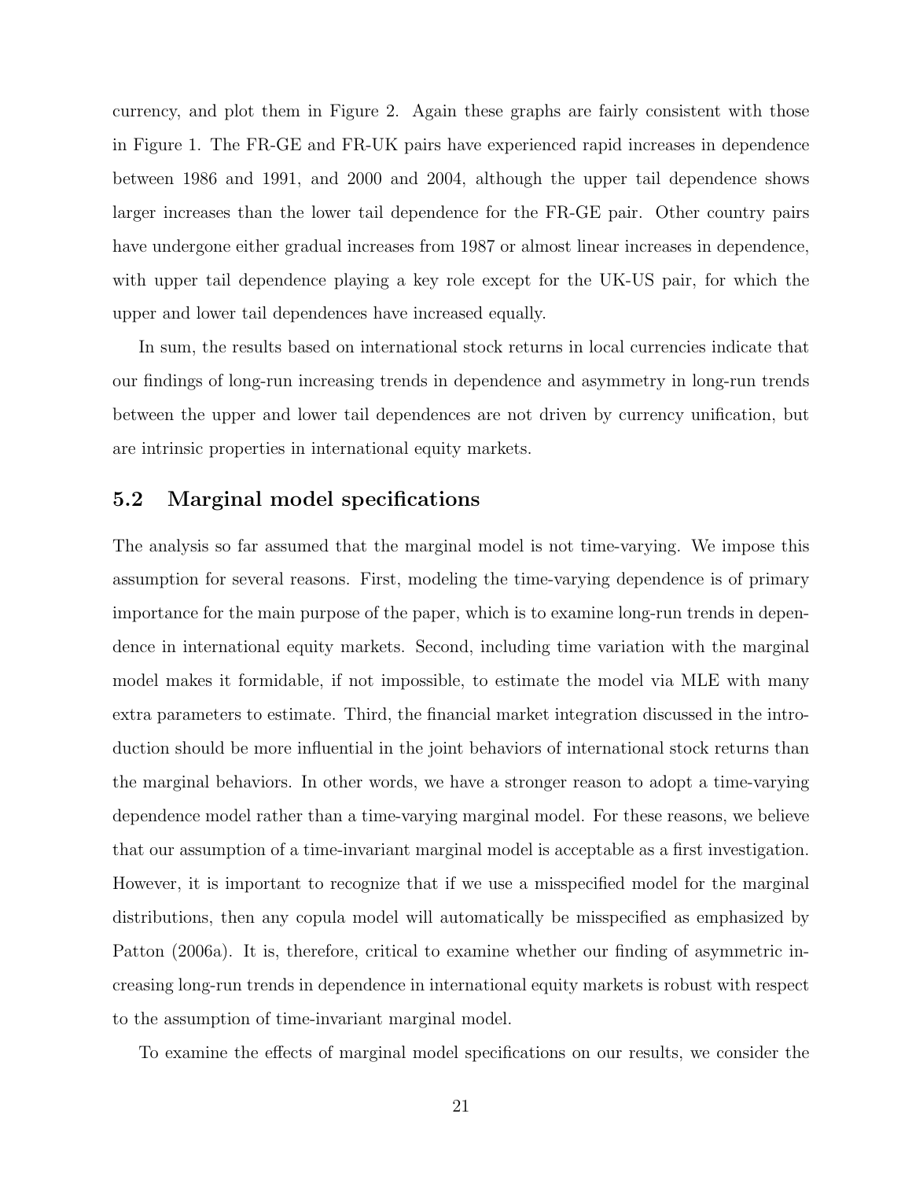currency, and plot them in Figure 2. Again these graphs are fairly consistent with those in Figure 1. The FR-GE and FR-UK pairs have experienced rapid increases in dependence between 1986 and 1991, and 2000 and 2004, although the upper tail dependence shows larger increases than the lower tail dependence for the FR-GE pair. Other country pairs have undergone either gradual increases from 1987 or almost linear increases in dependence, with upper tail dependence playing a key role except for the UK-US pair, for which the upper and lower tail dependences have increased equally.

In sum, the results based on international stock returns in local currencies indicate that our findings of long-run increasing trends in dependence and asymmetry in long-run trends between the upper and lower tail dependences are not driven by currency unification, but are intrinsic properties in international equity markets.

## 5.2 Marginal model specifications

The analysis so far assumed that the marginal model is not time-varying. We impose this assumption for several reasons. First, modeling the time-varying dependence is of primary importance for the main purpose of the paper, which is to examine long-run trends in dependence in international equity markets. Second, including time variation with the marginal model makes it formidable, if not impossible, to estimate the model via MLE with many extra parameters to estimate. Third, the financial market integration discussed in the introduction should be more influential in the joint behaviors of international stock returns than the marginal behaviors. In other words, we have a stronger reason to adopt a time-varying dependence model rather than a time-varying marginal model. For these reasons, we believe that our assumption of a time-invariant marginal model is acceptable as a first investigation. However, it is important to recognize that if we use a misspecified model for the marginal distributions, then any copula model will automatically be misspecified as emphasized by Patton (2006a). It is, therefore, critical to examine whether our finding of asymmetric increasing long-run trends in dependence in international equity markets is robust with respect to the assumption of time-invariant marginal model.

To examine the effects of marginal model specifications on our results, we consider the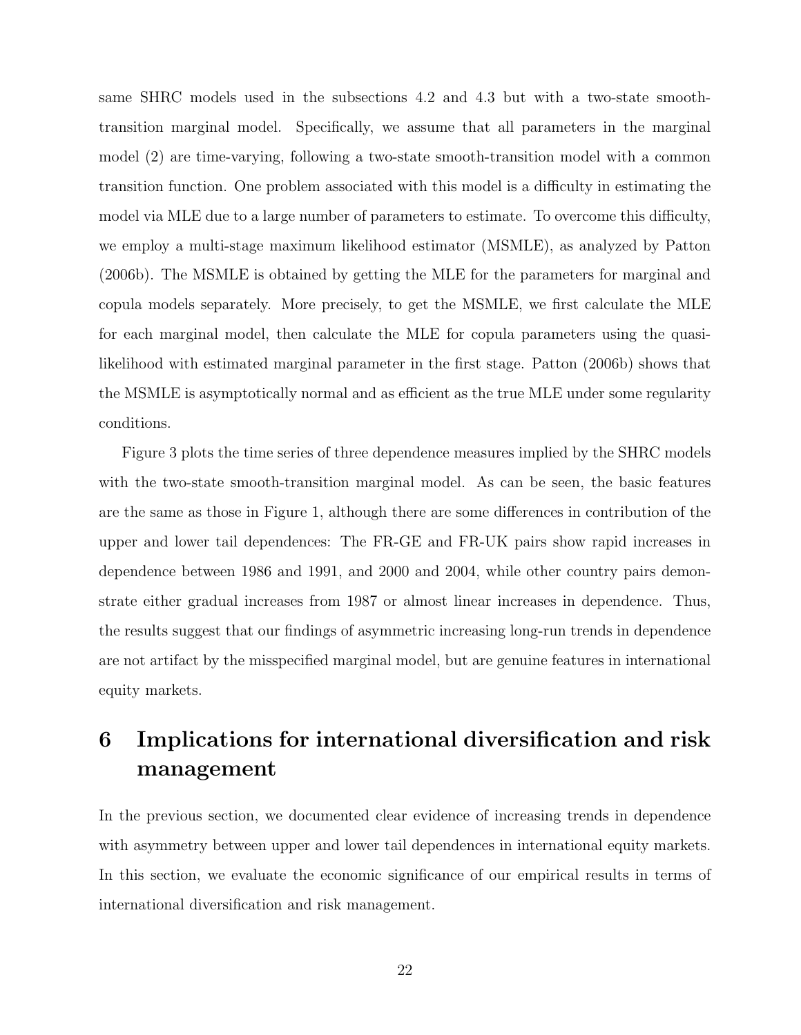same SHRC models used in the subsections 4.2 and 4.3 but with a two-state smooth-transition marginal model. Specifically, we assume that all parameters in the marginal model (2) are time-varying, following a two-state smooth-transition model with a common transition function. One problem associated with this model is a difficulty in estimating the model via MLE due to a large number of parameters to estimate. To overcome this difficulty, we employ a multi-stage maximum likelihood estimator (MSMLE), as analyzed by Patton (2006b). The MSMLE is obtained by getting the MLE for the parameters for marginal and copula models separately. More precisely, to get the MSMLE, we first calculate the MLE for each marginal model, then calculate the MLE for copula parameters using the quasi-likelihood with estimated marginal parameter in the first stage. Patton (2006b) shows that the MSMLE is asymptotically normal and as efficient as the true MLE under some regularity conditions.

Figure 3 plots the time series of three dependence measures implied by the SHRC models with the two-state smooth-transition marginal model. As can be seen, the basic features are the same as those in Figure 1, although there are some differences in contribution of the upper and lower tail dependences: The FR-GE and FR-UK pairs show rapid increases in dependence between 1986 and 1991, and 2000 and 2004, while other country pairs demonstrate either gradual increases from 1987 or almost linear increases in dependence. Thus, the results suggest that our findings of asymmetric increasing long-run trends in dependence are not artifact by the misspecified marginal model, but are genuine features in international equity markets.

# 6 Implications for international diversification and risk management

In the previous section, we documented clear evidence of increasing trends in dependence with asymmetry between upper and lower tail dependences in international equity markets. In this section, we evaluate the economic significance of our empirical results in terms of international diversification and risk management.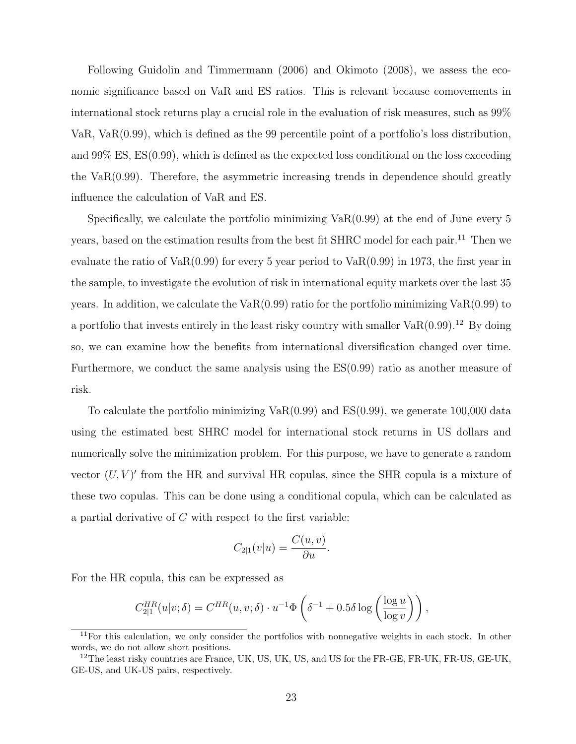Following Guidolin and Timmermann (2006) and Okimoto (2008), we assess the economic significance based on VaR and ES ratios. This is relevant because comovements in international stock returns play a crucial role in the evaluation of risk measures, such as 99% VaR, VaR(0.99), which is defined as the 99 percentile point of a portfolio's loss distribution, and 99% ES, ES(0.99), which is defined as the expected loss conditional on the loss exceeding the VaR(0.99). Therefore, the asymmetric increasing trends in dependence should greatly influence the calculation of VaR and ES.

Specifically, we calculate the portfolio minimizing VaR(0.99) at the end of June every 5 years, based on the estimation results from the best fit SHRC model for each pair.[11] Then we evaluate the ratio of VaR(0.99) for every 5 year period to VaR(0.99) in 1973, the first year in the sample, to investigate the evolution of risk in international equity markets over the last 35 years. In addition, we calculate the VaR(0.99) ratio for the portfolio minimizing VaR(0.99) to a portfolio that invests entirely in the least risky country with smaller VaR(0.99).[12] By doing so, we can examine how the benefits from international diversification changed over time. Furthermore, we conduct the same analysis using the ES(0.99) ratio as another measure of risk.

To calculate the portfolio minimizing VaR(0.99) and ES(0.99), we generate 100,000 data using the estimated best SHRC model for international stock returns in US dollars and numerically solve the minimization problem. For this purpose, we have to generate a random vector $(U, V)'$ from the HR and survival HR copulas, since the SHR copula is a mixture of these two copulas. This can be done using a conditional copula, which can be calculated as a partial derivative of $C$ with respect to the first variable:

$$C_{2|1}(v|u) = \frac{C(u,v)}{\partial u}.$$

For the HR copula, this can be expressed as

$$C_{2|1}^{HR}(u|v;\delta) = C^{HR}(u,v;\delta) \cdot u^{-1}\Phi\left(\delta^{-1} + 0.5\delta \log\left(\frac{\log u}{\log v}\right)\right),$$

[11] For this calculation, we only consider the portfolios with nonnegative weights in each stock. In other words, we do not allow short positions.

[12] The least risky countries are France, UK, US, UK, US, and US for the FR-GE, FR-UK, FR-US, GE-UK, GE-US, and UK-US pairs, respectively.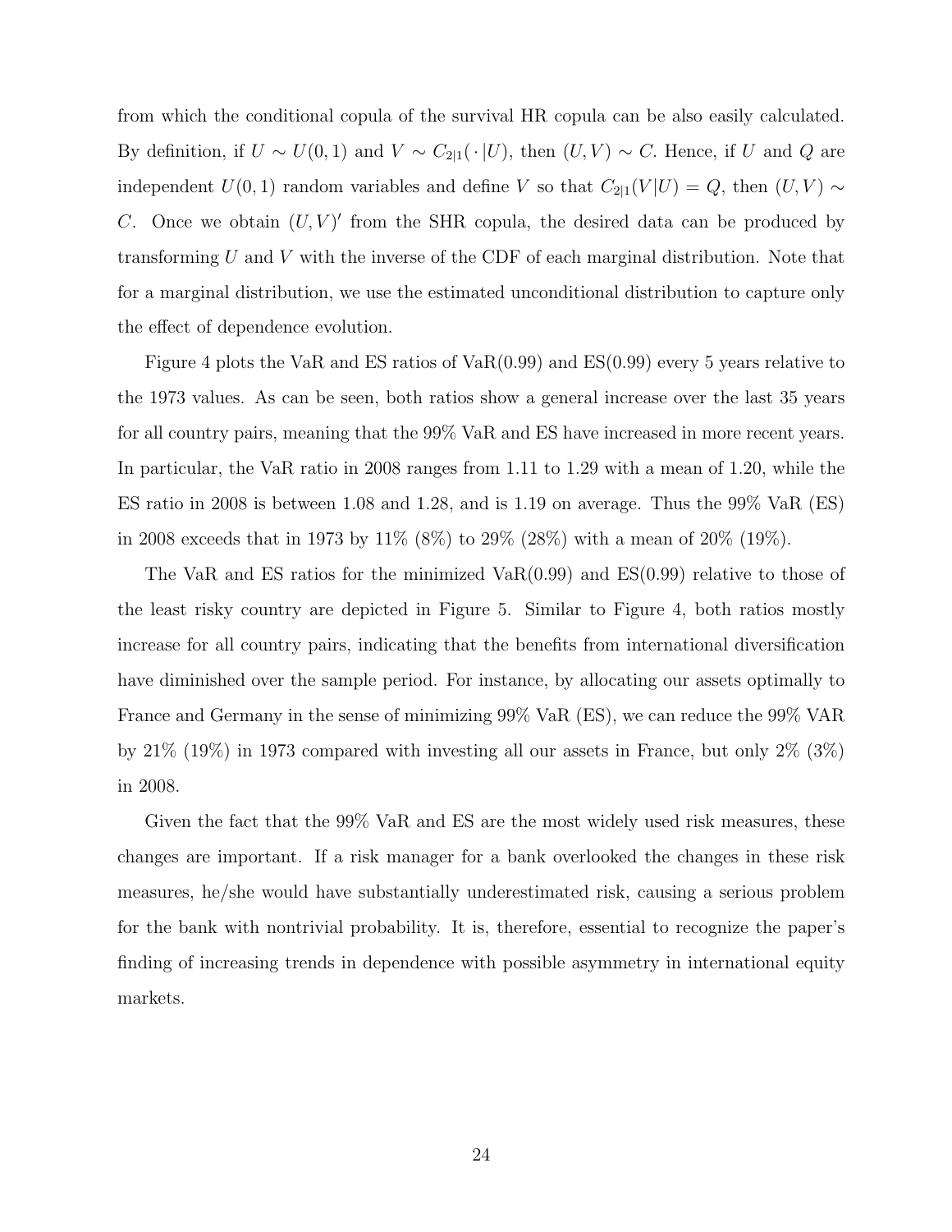from which the conditional copula of the survival HR copula can be also easily calculated. By definition, if $U \sim U(0,1)$ and $V \sim C_{2|1}(\cdot|U)$, then $(U,V) \sim C$. Hence, if $U$ and $Q$ are independent $U(0,1)$ random variables and define $V$ so that $C_{2|1}(V|U) = Q$, then $(U,V) \sim C$. Once we obtain $(U,V)'$ from the SHR copula, the desired data can be produced by transforming $U$ and $V$ with the inverse of the CDF of each marginal distribution. Note that for a marginal distribution, we use the estimated unconditional distribution to capture only the effect of dependence evolution.

Figure 4 plots the VaR and ES ratios of VaR(0.99) and ES(0.99) every 5 years relative to the 1973 values. As can be seen, both ratios show a general increase over the last 35 years for all country pairs, meaning that the 99% VaR and ES have increased in more recent years. In particular, the VaR ratio in 2008 ranges from 1.11 to 1.29 with a mean of 1.20, while the ES ratio in 2008 is between 1.08 and 1.28, and is 1.19 on average. Thus the 99% VaR (ES) in 2008 exceeds that in 1973 by 11% (8%) to 29% (28%) with a mean of 20% (19%).

The VaR and ES ratios for the minimized VaR(0.99) and ES(0.99) relative to those of the least risky country are depicted in Figure 5. Similar to Figure 4, both ratios mostly increase for all country pairs, indicating that the benefits from international diversification have diminished over the sample period. For instance, by allocating our assets optimally to France and Germany in the sense of minimizing 99% VaR (ES), we can reduce the 99% VAR by 21% (19%) in 1973 compared with investing all our assets in France, but only 2% (3%) in 2008.

Given the fact that the 99% VaR and ES are the most widely used risk measures, these changes are important. If a risk manager for a bank overlooked the changes in these risk measures, he/she would have substantially underestimated risk, causing a serious problem for the bank with nontrivial probability. It is, therefore, essential to recognize the paper's finding of increasing trends in dependence with possible asymmetry in international equity markets.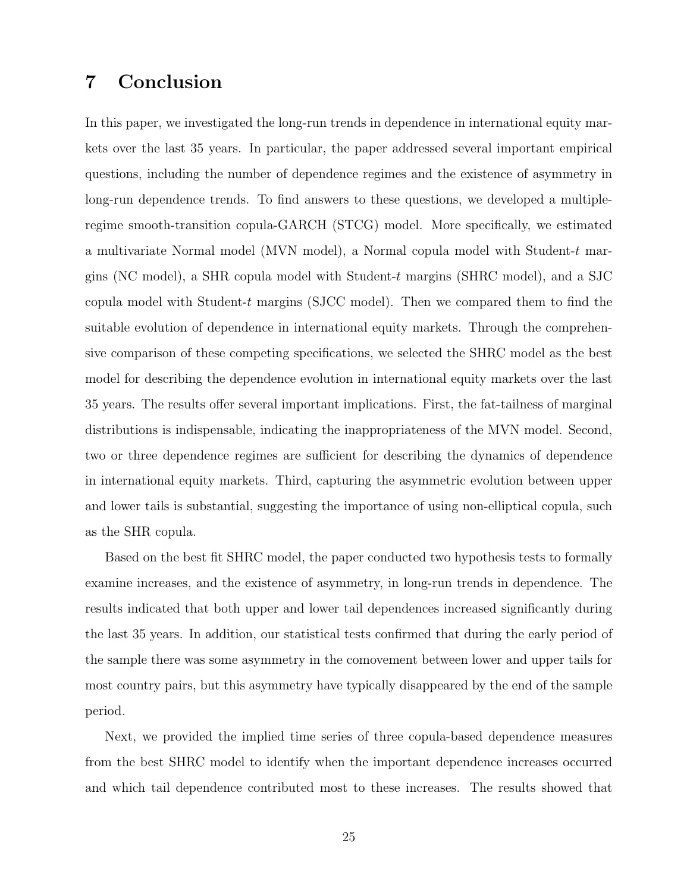# 7 Conclusion

In this paper, we investigated the long-run trends in dependence in international equity markets over the last 35 years. In particular, the paper addressed several important empirical questions, including the number of dependence regimes and the existence of asymmetry in long-run dependence trends. To find answers to these questions, we developed a multiple-regime smooth-transition copula-GARCH (STCG) model. More specifically, we estimated a multivariate Normal model (MVN model), a Normal copula model with Student-$t$ margins (NC model), a SHR copula model with Student-$t$ margins (SHRC model), and a SJC copula model with Student-$t$ margins (SJCC model). Then we compared them to find the suitable evolution of dependence in international equity markets. Through the comprehensive comparison of these competing specifications, we selected the SHRC model as the best model for describing the dependence evolution in international equity markets over the last 35 years. The results offer several important implications. First, the fat-tailness of marginal distributions is indispensable, indicating the inappropriateness of the MVN model. Second, two or three dependence regimes are sufficient for describing the dynamics of dependence in international equity markets. Third, capturing the asymmetric evolution between upper and lower tails is substantial, suggesting the importance of using non-elliptical copula, such as the SHR copula.

Based on the best fit SHRC model, the paper conducted two hypothesis tests to formally examine increases, and the existence of asymmetry, in long-run trends in dependence. The results indicated that both upper and lower tail dependences increased significantly during the last 35 years. In addition, our statistical tests confirmed that during the early period of the sample there was some asymmetry in the comovement between lower and upper tails for most country pairs, but this asymmetry have typically disappeared by the end of the sample period.

Next, we provided the implied time series of three copula-based dependence measures from the best SHRC model to identify when the important dependence increases occurred and which tail dependence contributed most to these increases. The results showed that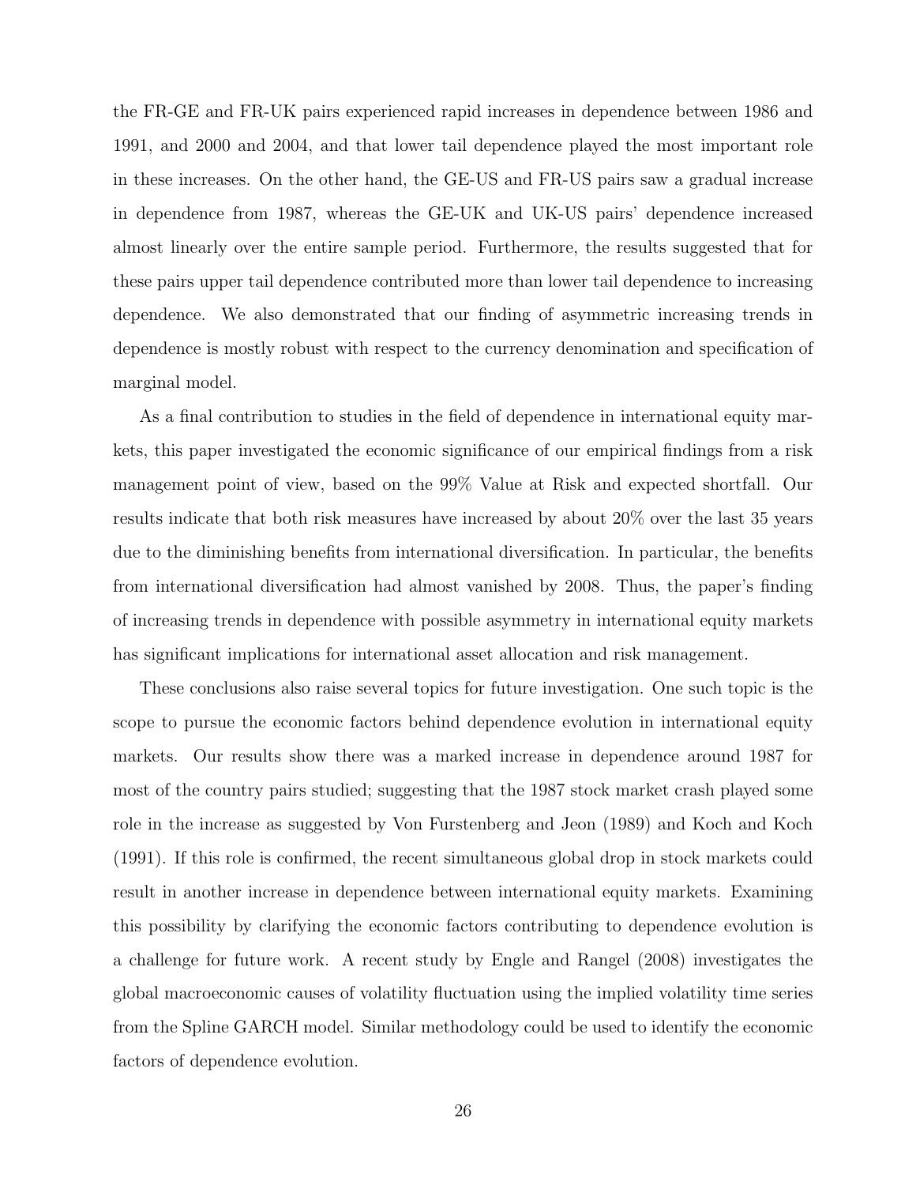the FR-GE and FR-UK pairs experienced rapid increases in dependence between 1986 and 1991, and 2000 and 2004, and that lower tail dependence played the most important role in these increases. On the other hand, the GE-US and FR-US pairs saw a gradual increase in dependence from 1987, whereas the GE-UK and UK-US pairs' dependence increased almost linearly over the entire sample period. Furthermore, the results suggested that for these pairs upper tail dependence contributed more than lower tail dependence to increasing dependence. We also demonstrated that our finding of asymmetric increasing trends in dependence is mostly robust with respect to the currency denomination and specification of marginal model.

As a final contribution to studies in the field of dependence in international equity markets, this paper investigated the economic significance of our empirical findings from a risk management point of view, based on the 99% Value at Risk and expected shortfall. Our results indicate that both risk measures have increased by about 20% over the last 35 years due to the diminishing benefits from international diversification. In particular, the benefits from international diversification had almost vanished by 2008. Thus, the paper's finding of increasing trends in dependence with possible asymmetry in international equity markets has significant implications for international asset allocation and risk management.

These conclusions also raise several topics for future investigation. One such topic is the scope to pursue the economic factors behind dependence evolution in international equity markets. Our results show there was a marked increase in dependence around 1987 for most of the country pairs studied; suggesting that the 1987 stock market crash played some role in the increase as suggested by Von Furstenberg and Jeon (1989) and Koch and Koch (1991). If this role is confirmed, the recent simultaneous global drop in stock markets could result in another increase in dependence between international equity markets. Examining this possibility by clarifying the economic factors contributing to dependence evolution is a challenge for future work. A recent study by Engle and Rangel (2008) investigates the global macroeconomic causes of volatility fluctuation using the implied volatility time series from the Spline GARCH model. Similar methodology could be used to identify the economic factors of dependence evolution.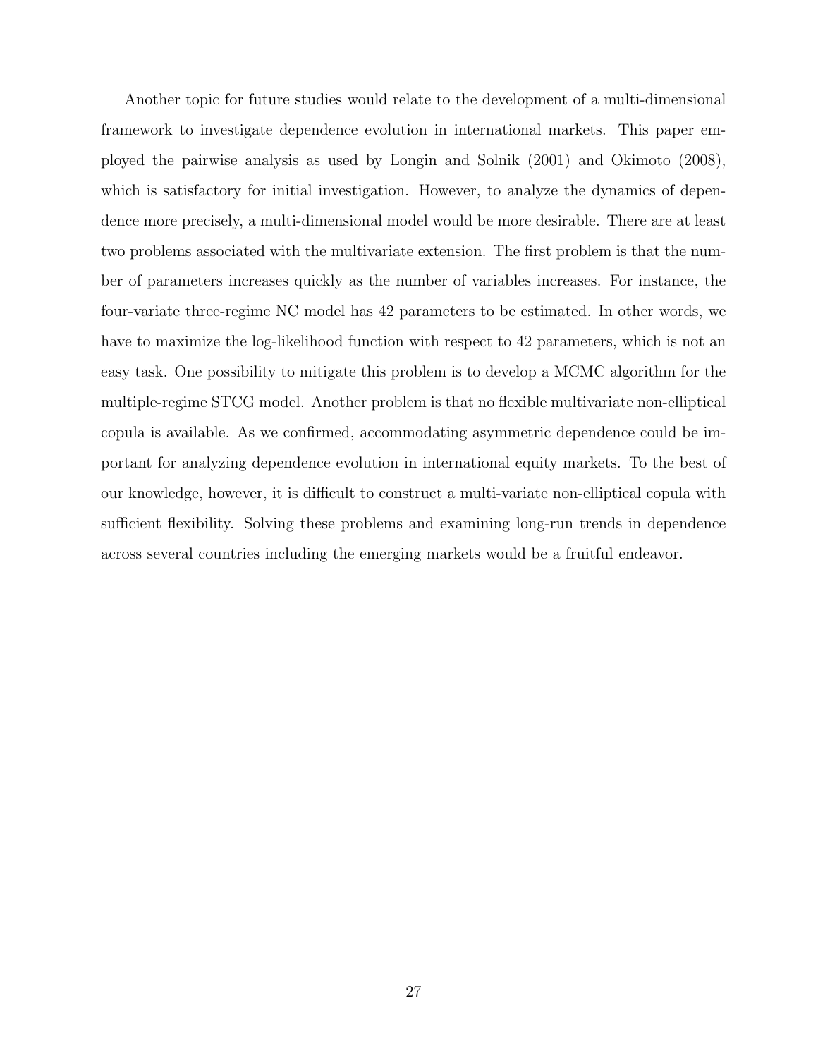Another topic for future studies would relate to the development of a multi-dimensional framework to investigate dependence evolution in international markets. This paper employed the pairwise analysis as used by Longin and Solnik (2001) and Okimoto (2008), which is satisfactory for initial investigation. However, to analyze the dynamics of dependence more precisely, a multi-dimensional model would be more desirable. There are at least two problems associated with the multivariate extension. The first problem is that the number of parameters increases quickly as the number of variables increases. For instance, the four-variate three-regime NC model has 42 parameters to be estimated. In other words, we have to maximize the log-likelihood function with respect to 42 parameters, which is not an easy task. One possibility to mitigate this problem is to develop a MCMC algorithm for the multiple-regime STCG model. Another problem is that no flexible multivariate non-elliptical copula is available. As we confirmed, accommodating asymmetric dependence could be important for analyzing dependence evolution in international equity markets. To the best of our knowledge, however, it is difficult to construct a multi-variate non-elliptical copula with sufficient flexibility. Solving these problems and examining long-run trends in dependence across several countries including the emerging markets would be a fruitful endeavor.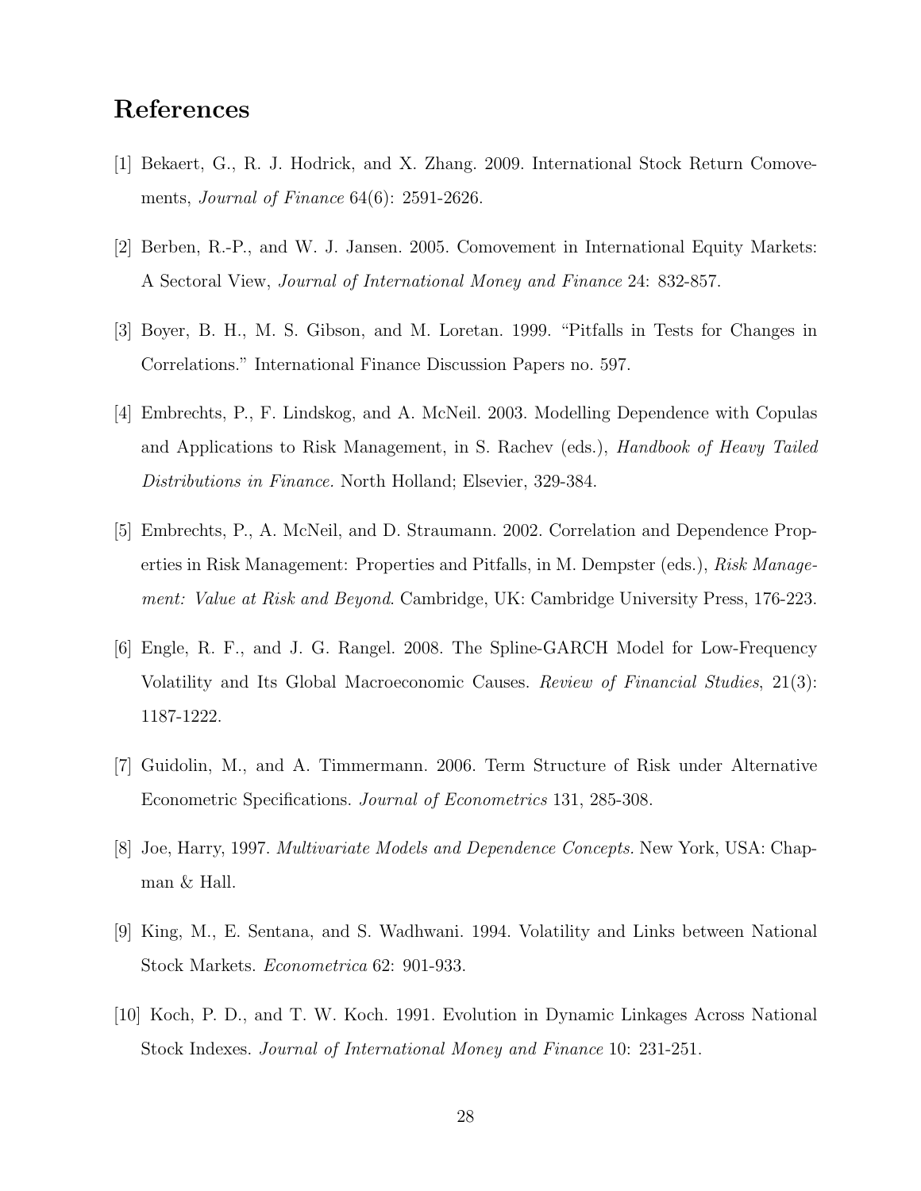# References

[1] Bekaert, G., R. J. Hodrick, and X. Zhang. 2009. International Stock Return Comovements, *Journal of Finance* 64(6): 2591-2626.

[2] Berben, R.-P., and W. J. Jansen. 2005. Comovement in International Equity Markets: A Sectoral View, *Journal of International Money and Finance* 24: 832-857.

[3] Boyer, B. H., M. S. Gibson, and M. Loretan. 1999. "Pitfalls in Tests for Changes in Correlations." International Finance Discussion Papers no. 597.

[4] Embrechts, P., F. Lindskog, and A. McNeil. 2003. Modelling Dependence with Copulas and Applications to Risk Management, in S. Rachev (eds.), *Handbook of Heavy Tailed Distributions in Finance.* North Holland; Elsevier, 329-384.

[5] Embrechts, P., A. McNeil, and D. Straumann. 2002. Correlation and Dependence Properties in Risk Management: Properties and Pitfalls, in M. Dempster (eds.), *Risk Management: Value at Risk and Beyond*. Cambridge, UK: Cambridge University Press, 176-223.

[6] Engle, R. F., and J. G. Rangel. 2008. The Spline-GARCH Model for Low-Frequency Volatility and Its Global Macroeconomic Causes. *Review of Financial Studies*, 21(3): 1187-1222.

[7] Guidolin, M., and A. Timmermann. 2006. Term Structure of Risk under Alternative Econometric Specifications. *Journal of Econometrics* 131, 285-308.

[8] Joe, Harry, 1997. *Multivariate Models and Dependence Concepts.* New York, USA: Chapman & Hall.

[9] King, M., E. Sentana, and S. Wadhwani. 1994. Volatility and Links between National Stock Markets. *Econometrica* 62: 901-933.

[10] Koch, P. D., and T. W. Koch. 1991. Evolution in Dynamic Linkages Across National Stock Indexes. *Journal of International Money and Finance* 10: 231-251.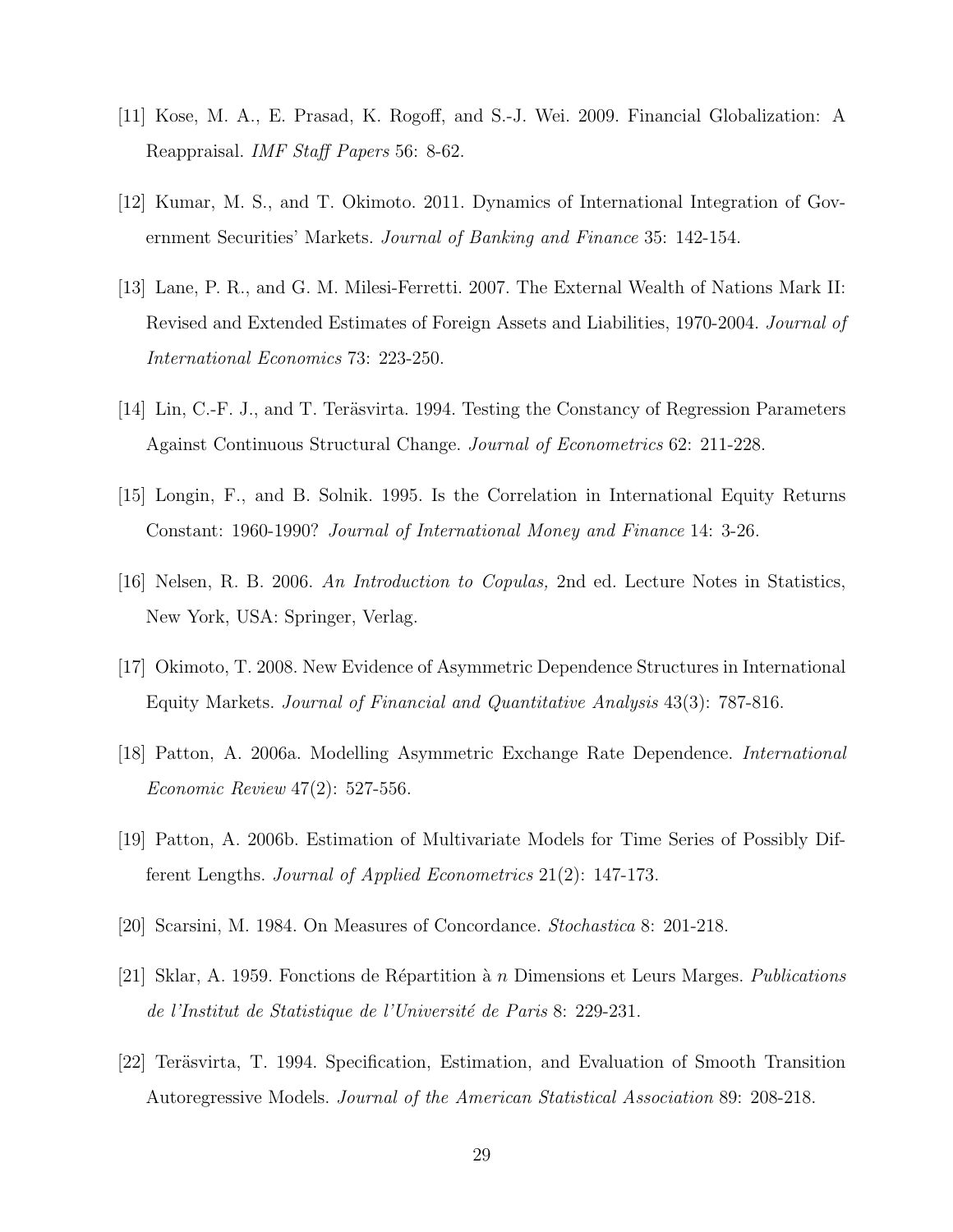[11] Kose, M. A., E. Prasad, K. Rogoff, and S.-J. Wei. 2009. Financial Globalization: A Reappraisal. *IMF Staff Papers* 56: 8-62.

[12] Kumar, M. S., and T. Okimoto. 2011. Dynamics of International Integration of Government Securities' Markets. *Journal of Banking and Finance* 35: 142-154.

[13] Lane, P. R., and G. M. Milesi-Ferretti. 2007. The External Wealth of Nations Mark II: Revised and Extended Estimates of Foreign Assets and Liabilities, 1970-2004. *Journal of International Economics* 73: 223-250.

[14] Lin, C.-F. J., and T. Teräsvirta. 1994. Testing the Constancy of Regression Parameters Against Continuous Structural Change. *Journal of Econometrics* 62: 211-228.

[15] Longin, F., and B. Solnik. 1995. Is the Correlation in International Equity Returns Constant: 1960-1990? *Journal of International Money and Finance* 14: 3-26.

[16] Nelsen, R. B. 2006. *An Introduction to Copulas,* 2nd ed. Lecture Notes in Statistics, New York, USA: Springer, Verlag.

[17] Okimoto, T. 2008. New Evidence of Asymmetric Dependence Structures in International Equity Markets. *Journal of Financial and Quantitative Analysis* 43(3): 787-816.

[18] Patton, A. 2006a. Modelling Asymmetric Exchange Rate Dependence. *International Economic Review* 47(2): 527-556.

[19] Patton, A. 2006b. Estimation of Multivariate Models for Time Series of Possibly Different Lengths. *Journal of Applied Econometrics* 21(2): 147-173.

[20] Scarsini, M. 1984. On Measures of Concordance. *Stochastica* 8: 201-218.

[21] Sklar, A. 1959. Fonctions de Répartition à $n$ Dimensions et Leurs Marges. *Publications de l'Institut de Statistique de l'Université de Paris* 8: 229-231.

[22] Teräsvirta, T. 1994. Specification, Estimation, and Evaluation of Smooth Transition Autoregressive Models. *Journal of the American Statistical Association* 89: 208-218.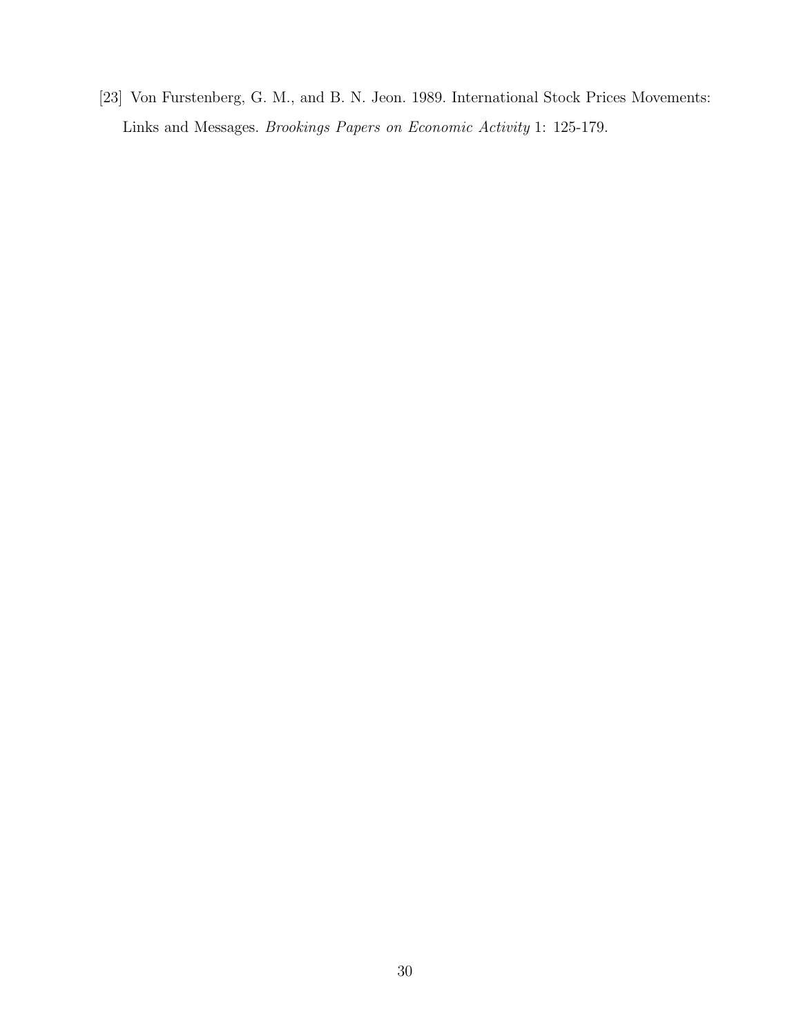[23] Von Furstenberg, G. M., and B. N. Jeon. 1989. International Stock Prices Movements: Links and Messages. *Brookings Papers on Economic Activity* 1: 125-179.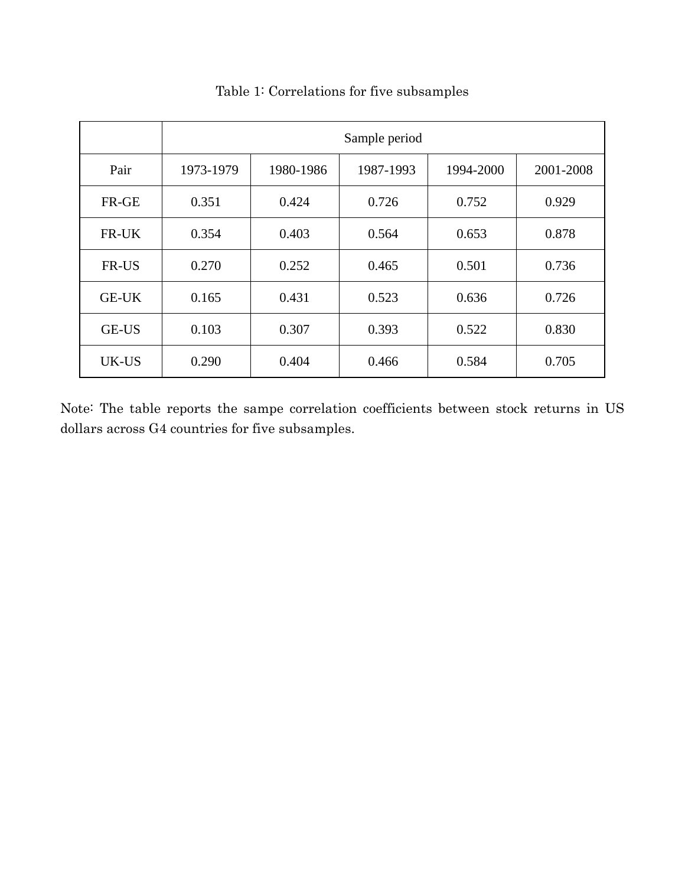Table 1: Correlations for five subsamples

| | Sample period | | | | |
|---|---|---|---|---|---|
| Pair | 1973-1979 | 1980-1986 | 1987-1993 | 1994-2000 | 2001-2008 |
| FR-GE | 0.351 | 0.424 | 0.726 | 0.752 | 0.929 |
| FR-UK | 0.354 | 0.403 | 0.564 | 0.653 | 0.878 |
| FR-US | 0.270 | 0.252 | 0.465 | 0.501 | 0.736 |
| GE-UK | 0.165 | 0.431 | 0.523 | 0.636 | 0.726 |
| GE-US | 0.103 | 0.307 | 0.393 | 0.522 | 0.830 |
| UK-US | 0.290 | 0.404 | 0.466 | 0.584 | 0.705 |

Note: The table reports the sampe correlation coefficients between stock returns in US dollars across G4 countries for five subsamples.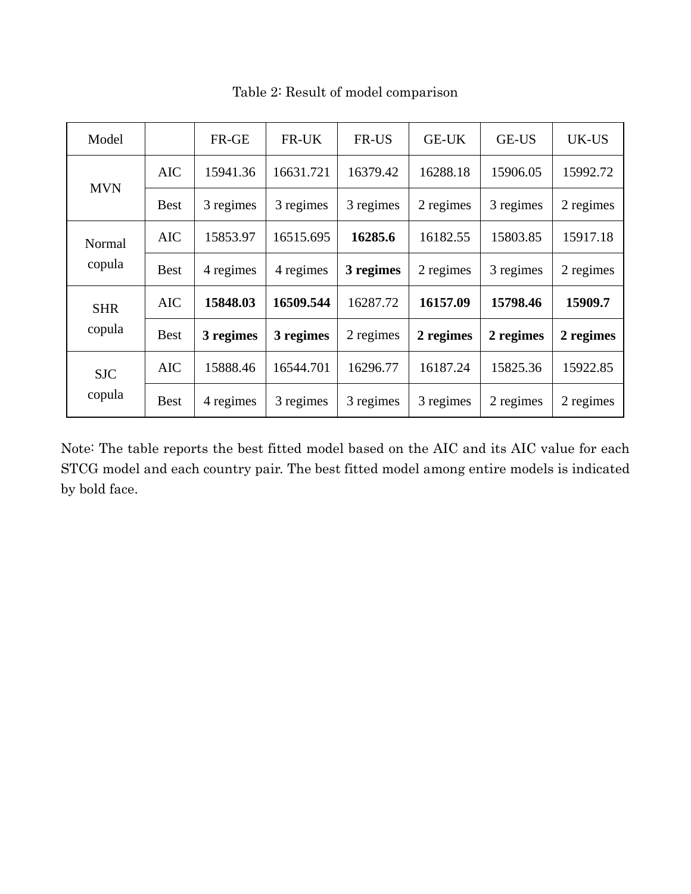Table 2: Result of model comparison

| Model | | FR-GE | FR-UK | FR-US | GE-UK | GE-US | UK-US |
|---|---|---|---|---|---|---|---|
| MVN | AIC | 15941.36 | 16631.721 | 16379.42 | 16288.18 | 15906.05 | 15992.72 |
| | Best | 3 regimes | 3 regimes | 3 regimes | 2 regimes | 3 regimes | 2 regimes |
| Normal copula | AIC | 15853.97 | 16515.695 | **16285.6** | 16182.55 | 15803.85 | 15917.18 |
| | Best | 4 regimes | 4 regimes | **3 regimes** | 2 regimes | 3 regimes | 2 regimes |
| SHR copula | AIC | **15848.03** | **16509.544** | 16287.72 | **16157.09** | **15798.46** | **15909.7** |
| | Best | **3 regimes** | **3 regimes** | 2 regimes | **2 regimes** | **2 regimes** | **2 regimes** |
| SJC copula | AIC | 15888.46 | 16544.701 | 16296.77 | 16187.24 | 15825.36 | 15922.85 |
| | Best | 4 regimes | 3 regimes | 3 regimes | 3 regimes | 2 regimes | 2 regimes |

Note: The table reports the best fitted model based on the AIC and its AIC value for each STCG model and each country pair. The best fitted model among entire models is indicated by bold face.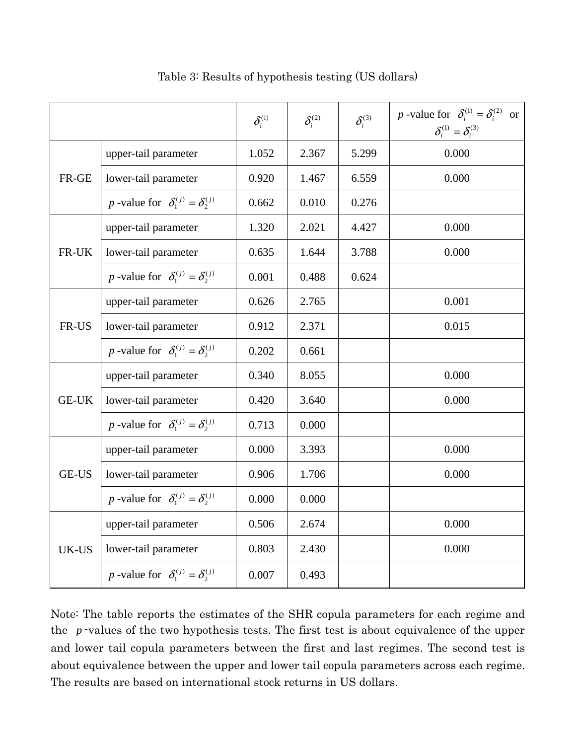Table 3: Results of hypothesis testing (US dollars)

| | | $\delta_i^{(1)}$ | $\delta_i^{(2)}$ | $\delta_i^{(3)}$ | $p$ -value for $\delta_i^{(1)} = \delta_i^{(2)}$ or $\delta_i^{(1)} = \delta_i^{(3)}$ |
|---|---|---|---|---|---|
| FR-GE | upper-tail parameter | 1.052 | 2.367 | 5.299 | 0.000 |
| | lower-tail parameter | 0.920 | 1.467 | 6.559 | 0.000 |
| | $p$ -value for $\delta_1^{(j)} = \delta_2^{(j)}$ | 0.662 | 0.010 | 0.276 | |
| FR-UK | upper-tail parameter | 1.320 | 2.021 | 4.427 | 0.000 |
| | lower-tail parameter | 0.635 | 1.644 | 3.788 | 0.000 |
| | $p$ -value for $\delta_1^{(j)} = \delta_2^{(j)}$ | 0.001 | 0.488 | 0.624 | |
| FR-US | upper-tail parameter | 0.626 | 2.765 | | 0.001 |
| | lower-tail parameter | 0.912 | 2.371 | | 0.015 |
| | $p$ -value for $\delta_1^{(j)} = \delta_2^{(j)}$ | 0.202 | 0.661 | | |
| GE-UK | upper-tail parameter | 0.340 | 8.055 | | 0.000 |
| | lower-tail parameter | 0.420 | 3.640 | | 0.000 |
| | $p$ -value for $\delta_1^{(j)} = \delta_2^{(j)}$ | 0.713 | 0.000 | | |
| GE-US | upper-tail parameter | 0.000 | 3.393 | | 0.000 |
| | lower-tail parameter | 0.906 | 1.706 | | 0.000 |
| | $p$ -value for $\delta_1^{(j)} = \delta_2^{(j)}$ | 0.000 | 0.000 | | |
| UK-US | upper-tail parameter | 0.506 | 2.674 | | 0.000 |
| | lower-tail parameter | 0.803 | 2.430 | | 0.000 |
| | $p$ -value for $\delta_1^{(j)} = \delta_2^{(j)}$ | 0.007 | 0.493 | | |

Note: The table reports the estimates of the SHR copula parameters for each regime and the $p$ -values of the two hypothesis tests. The first test is about equivalence of the upper and lower tail copula parameters between the first and last regimes. The second test is about equivalence between the upper and lower tail copula parameters across each regime. The results are based on international stock returns in US dollars.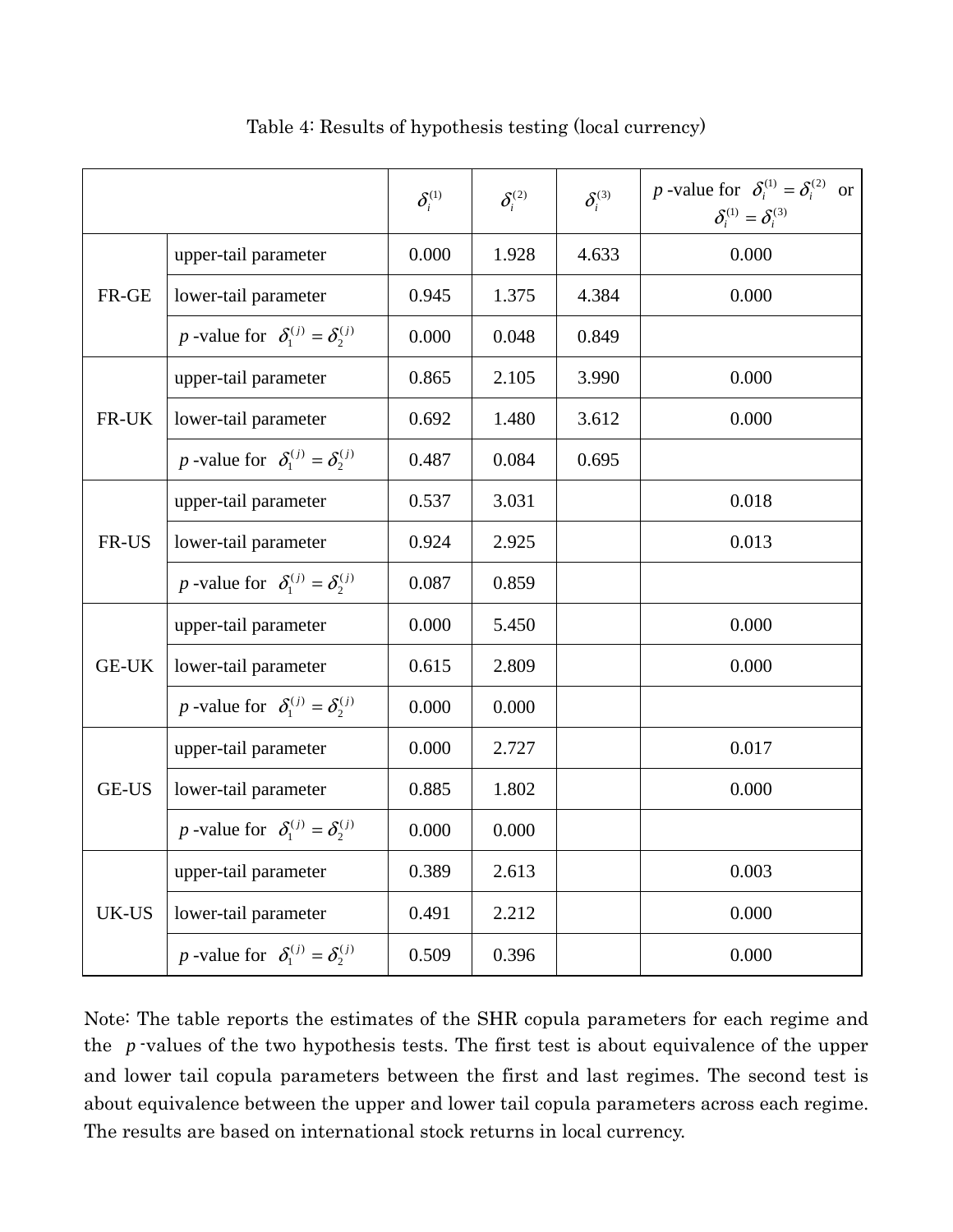Table 4: Results of hypothesis testing (local currency)

| | | $\delta_i^{(1)}$ | $\delta_i^{(2)}$ | $\delta_i^{(3)}$ | $p$ -value for $\delta_i^{(1)} = \delta_i^{(2)}$ or $\delta_i^{(1)} = \delta_i^{(3)}$ |
|---|---|---|---|---|---|
| FR-GE | upper-tail parameter | 0.000 | 1.928 | 4.633 | 0.000 |
| | lower-tail parameter | 0.945 | 1.375 | 4.384 | 0.000 |
| | $p$ -value for $\delta_1^{(j)} = \delta_2^{(j)}$ | 0.000 | 0.048 | 0.849 | |
| FR-UK | upper-tail parameter | 0.865 | 2.105 | 3.990 | 0.000 |
| | lower-tail parameter | 0.692 | 1.480 | 3.612 | 0.000 |
| | $p$ -value for $\delta_1^{(j)} = \delta_2^{(j)}$ | 0.487 | 0.084 | 0.695 | |
| FR-US | upper-tail parameter | 0.537 | 3.031 | | 0.018 |
| | lower-tail parameter | 0.924 | 2.925 | | 0.013 |
| | $p$ -value for $\delta_1^{(j)} = \delta_2^{(j)}$ | 0.087 | 0.859 | | |
| GE-UK | upper-tail parameter | 0.000 | 5.450 | | 0.000 |
| | lower-tail parameter | 0.615 | 2.809 | | 0.000 |
| | $p$ -value for $\delta_1^{(j)} = \delta_2^{(j)}$ | 0.000 | 0.000 | | |
| GE-US | upper-tail parameter | 0.000 | 2.727 | | 0.017 |
| | lower-tail parameter | 0.885 | 1.802 | | 0.000 |
| | $p$ -value for $\delta_1^{(j)} = \delta_2^{(j)}$ | 0.000 | 0.000 | | |
| UK-US | upper-tail parameter | 0.389 | 2.613 | | 0.003 |
| | lower-tail parameter | 0.491 | 2.212 | | 0.000 |
| | $p$ -value for $\delta_1^{(j)} = \delta_2^{(j)}$ | 0.509 | 0.396 | | 0.000 |

Note: The table reports the estimates of the SHR copula parameters for each regime and the $p$-values of the two hypothesis tests. The first test is about equivalence of the upper and lower tail copula parameters between the first and last regimes. The second test is about equivalence between the upper and lower tail copula parameters across each regime. The results are based on international stock returns in local currency.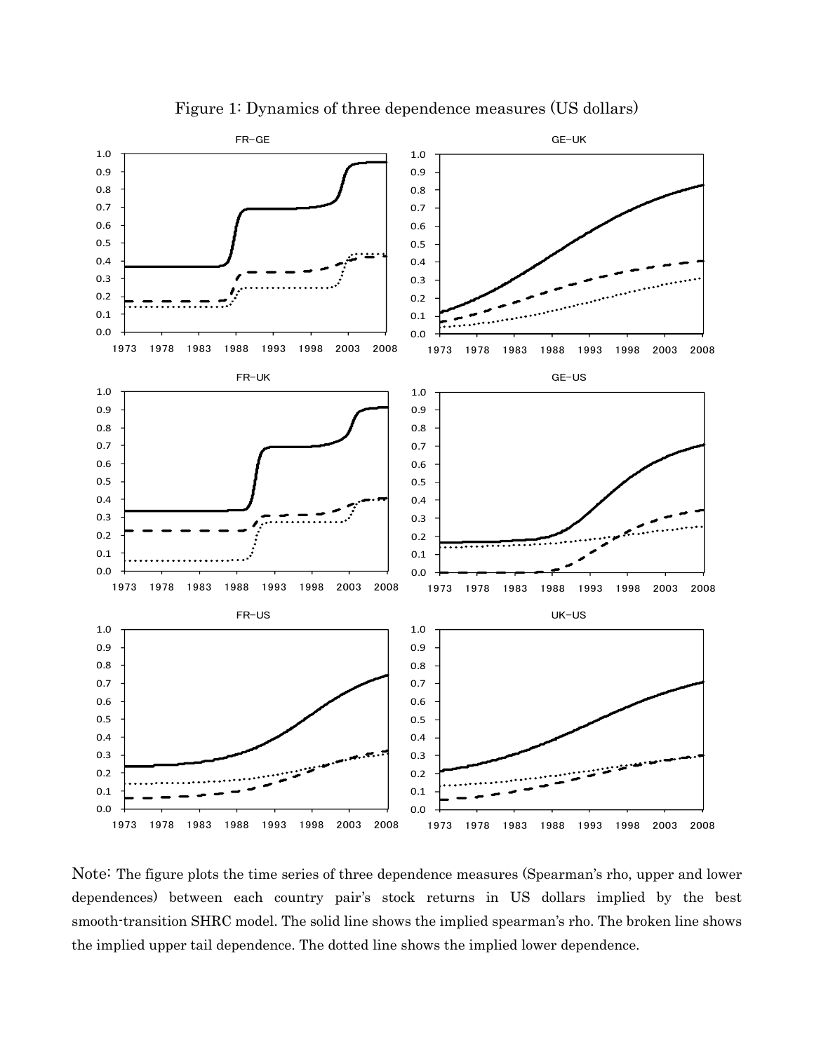Figure 1: Dynamics of three dependence measures (US dollars)

Note: The figure plots the time series of three dependence measures (Spearman's rho, upper and lower dependences) between each country pair's stock returns in US dollars implied by the best smooth-transition SHRC model. The solid line shows the implied spearman's rho. The broken line shows the implied upper tail dependence. The dotted line shows the implied lower dependence.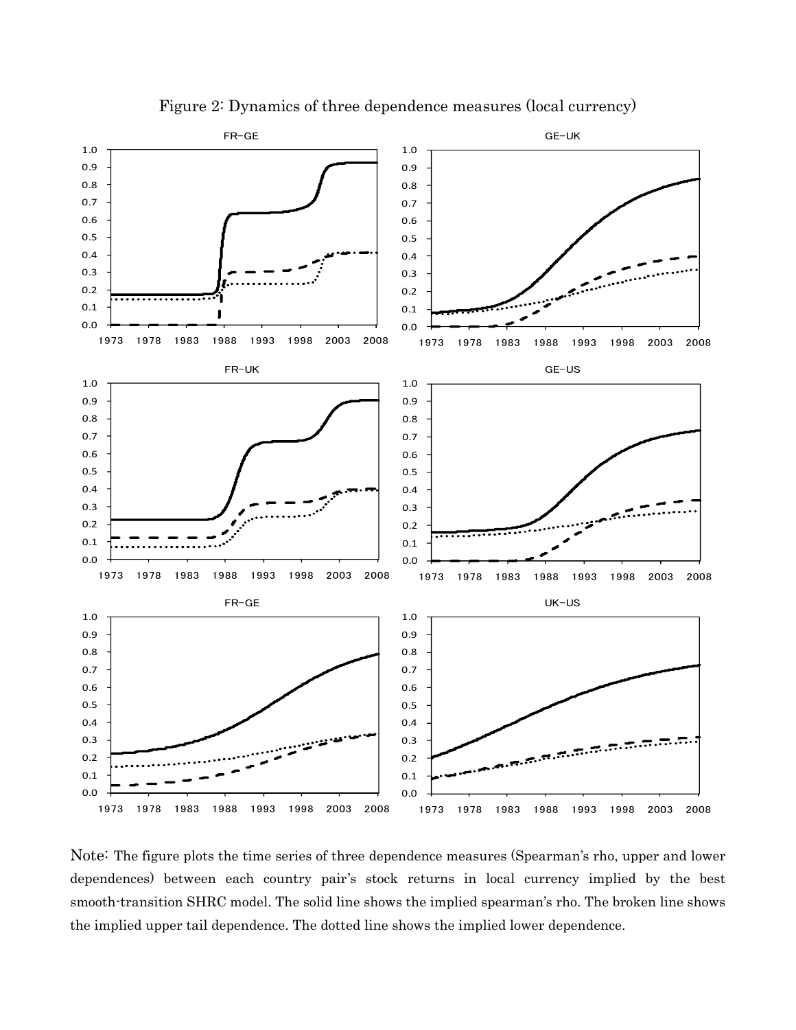Figure 2: Dynamics of three dependence measures (local currency)

Note: The figure plots the time series of three dependence measures (Spearman's rho, upper and lower dependences) between each country pair's stock returns in local currency implied by the best smooth-transition SHRC model. The solid line shows the implied spearman's rho. The broken line shows the implied upper tail dependence. The dotted line shows the implied lower dependence.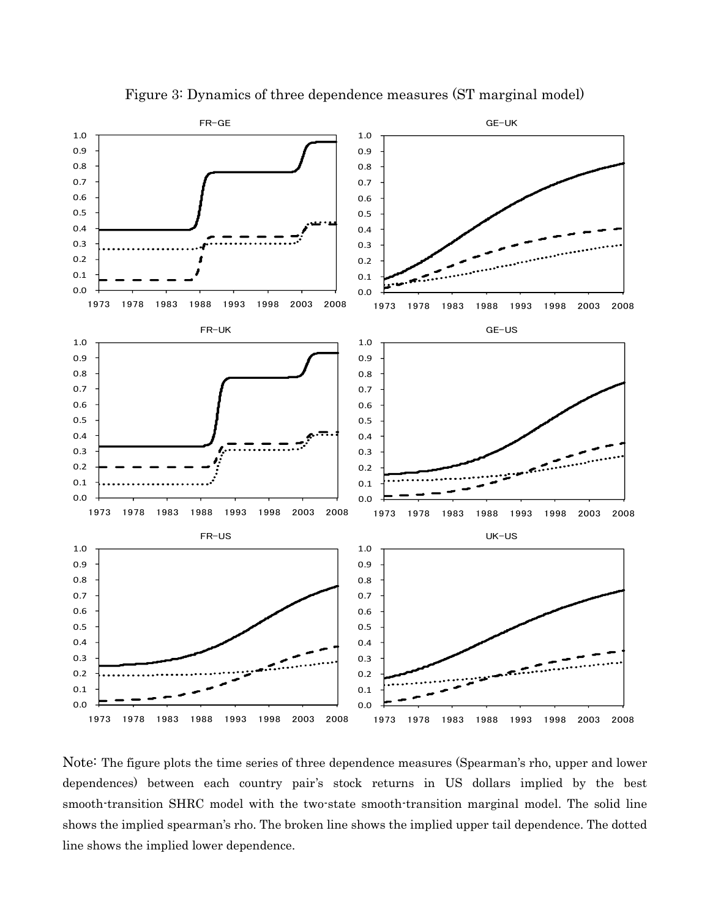Figure 3: Dynamics of three dependence measures (ST marginal model)

Note: The figure plots the time series of three dependence measures (Spearman's rho, upper and lower dependences) between each country pair's stock returns in US dollars implied by the best smooth-transition SHRC model with the two-state smooth-transition marginal model. The solid line shows the implied spearman's rho. The broken line shows the implied upper tail dependence. The dotted line shows the implied lower dependence.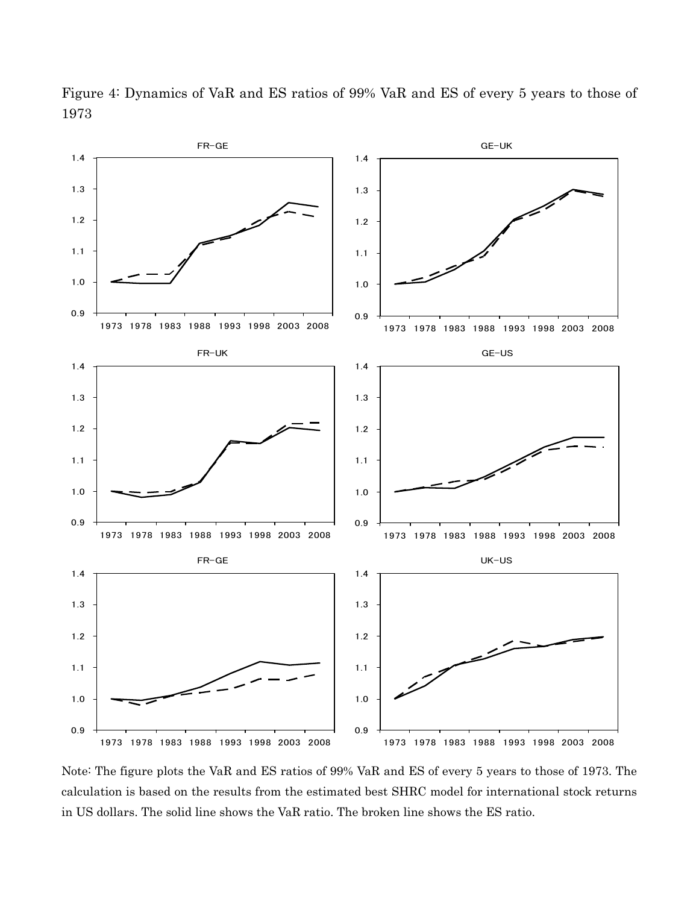Figure 4: Dynamics of VaR and ES ratios of 99% VaR and ES of every 5 years to those of 1973

Note: The figure plots the VaR and ES ratios of 99% VaR and ES of every 5 years to those of 1973. The calculation is based on the results from the estimated best SHRC model for international stock returns in US dollars. The solid line shows the VaR ratio. The broken line shows the ES ratio.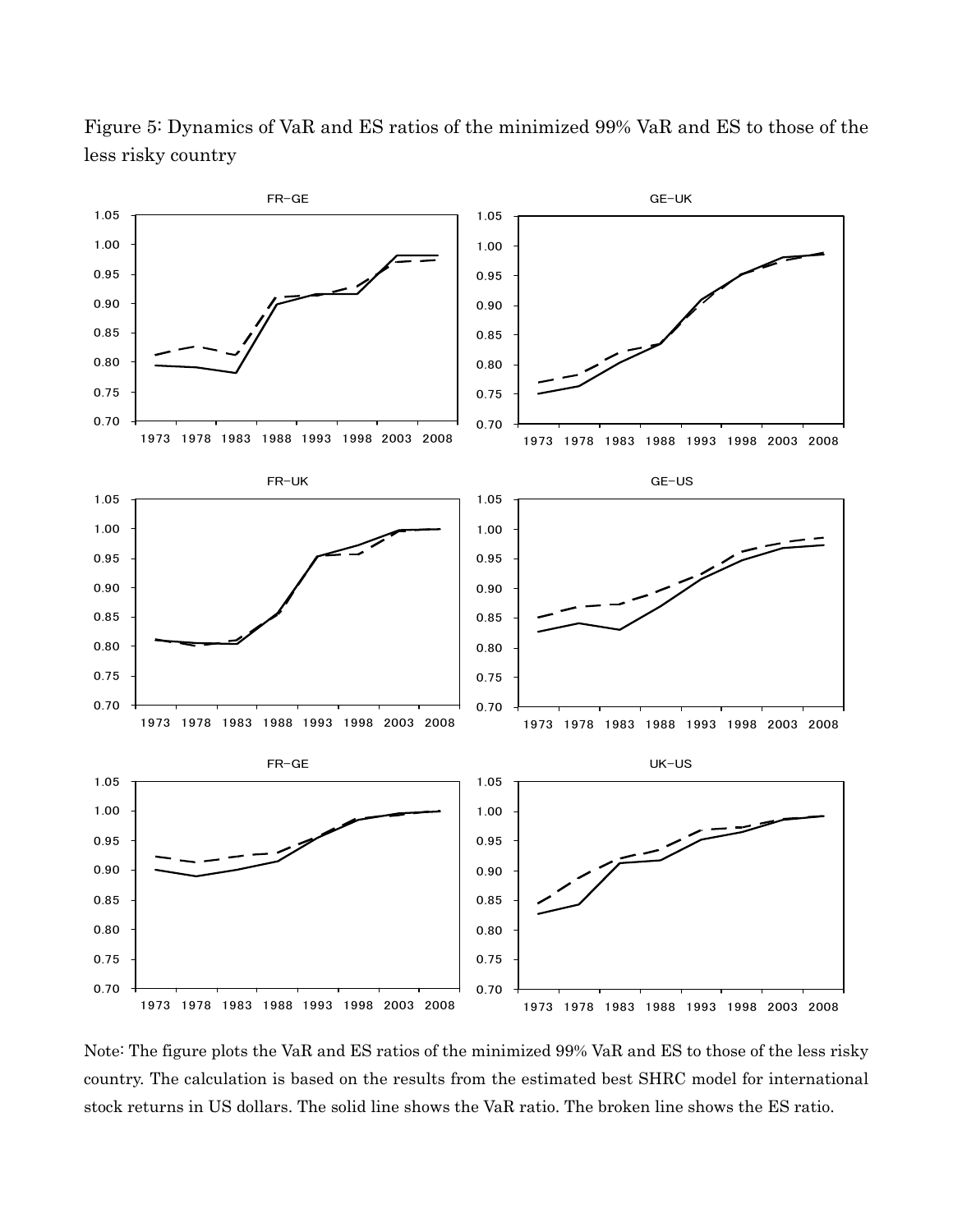Figure 5: Dynamics of VaR and ES ratios of the minimized 99% VaR and ES to those of the less risky country

FR−GE

1.05
1.00
0.95
0.90
0.85
0.80
0.75
0.70

1973 1978 1983 1988 1993 1998 2003 2008

GE−UK

1.05
1.00
0.95
0.90
0.85
0.80
0.75
0.70

1973 1978 1983 1988 1993 1998 2003 2008

FR−UK

1.05
1.00
0.95
0.90
0.85
0.80
0.75
0.70

1973 1978 1983 1988 1993 1998 2003 2008

GE−US

1.05
1.00
0.95
0.90
0.85
0.80
0.75
0.70

1973 1978 1983 1988 1993 1998 2003 2008

FR−GE

1.05
1.00
0.95
0.90
0.85
0.80
0.75
0.70

1973 1978 1983 1988 1993 1998 2003 2008

UK−US

1.05
1.00
0.95
0.90
0.85
0.80
0.75
0.70

1973 1978 1983 1988 1993 1998 2003 2008

Note: The figure plots the VaR and ES ratios of the minimized 99% VaR and ES to those of the less risky country. The calculation is based on the results from the estimated best SHRC model for international stock returns in US dollars. The solid line shows the VaR ratio. The broken line shows the ES ratio.